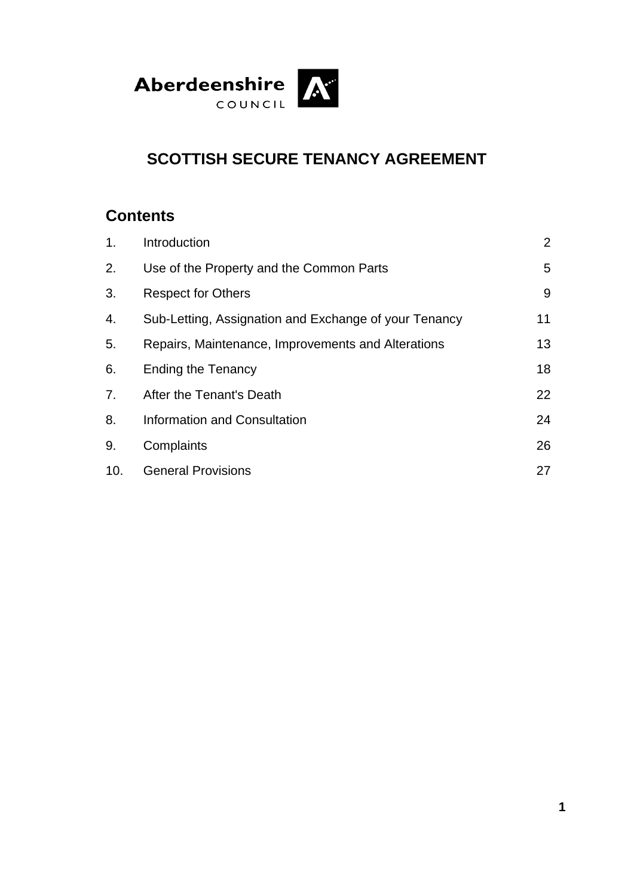Aberdeenshire COUNCIL

# SCOTTISH SECURE TENANCY AGREEMENT

## Contents

| | | |
|---|---|---|
| 1. | Introduction | 2 |
| 2. | Use of the Property and the Common Parts | 5 |
| 3. | Respect for Others | 9 |
| 4. | Sub-Letting, Assignation and Exchange of your Tenancy | 11 |
| 5. | Repairs, Maintenance, Improvements and Alterations | 13 |
| 6. | Ending the Tenancy | 18 |
| 7. | After the Tenant's Death | 22 |
| 8. | Information and Consultation | 24 |
| 9. | Complaints | 26 |
| 10. | General Provisions | 27 |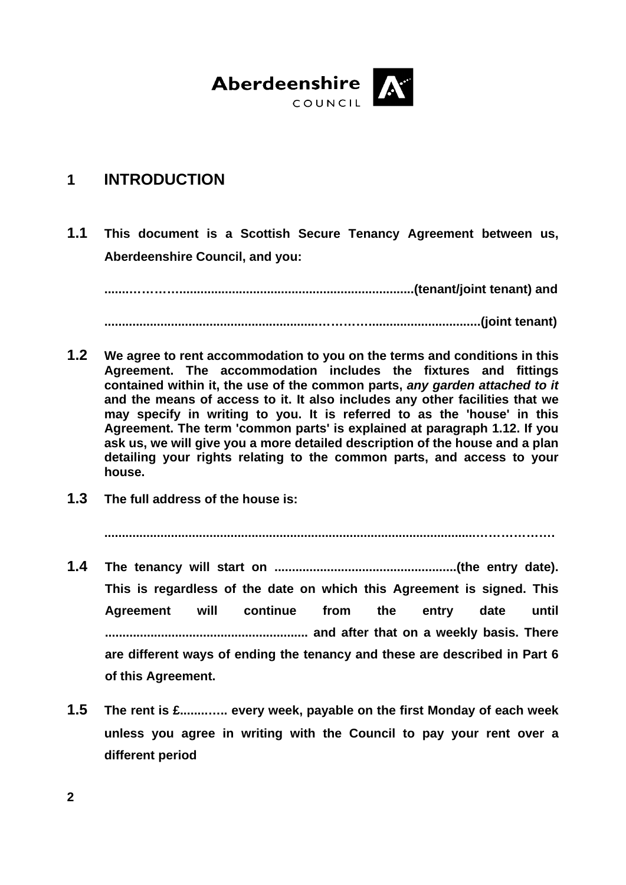Aberdeenshire COUNCIL

# 1 INTRODUCTION

**1.1** **This document is a Scottish Secure Tenancy Agreement between us, Aberdeenshire Council, and you:**

**.......…………...................................................................(tenant/joint tenant) and**

**.........................................................………...............................(joint tenant)**

**1.2** **We agree to rent accommodation to you on the terms and conditions in this Agreement. The accommodation includes the fixtures and fittings contained within it, the use of the common parts, *any garden attached to it* and the means of access to it. It also includes any other facilities that we may specify in writing to you. It is referred to as the 'house' in this Agreement. The term 'common parts' is explained at paragraph 1.12. If you ask us, we will give you a more detailed description of the house and a plan detailing your rights relating to the common parts, and access to your house.**

**1.3** **The full address of the house is:**

**......................................................................................................……………….**

**1.4** **The tenancy will start on ....................................................(the entry date). This is regardless of the date on which this Agreement is signed. This Agreement will continue from the entry date until .......................................................... and after that on a weekly basis. There are different ways of ending the tenancy and these are described in Part 6 of this Agreement.**

**1.5** **The rent is £..........….. every week, payable on the first Monday of each week unless you agree in writing with the Council to pay your rent over a different period**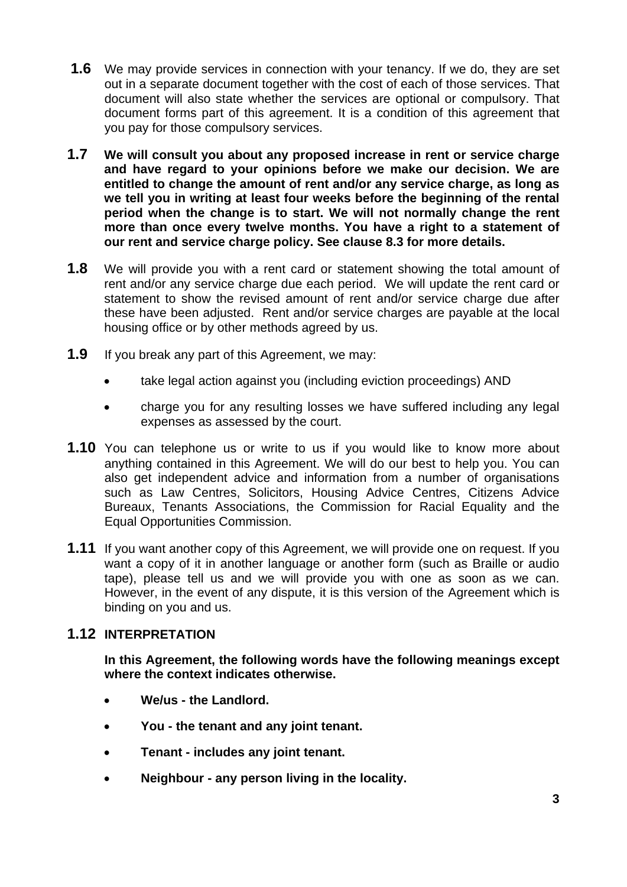**1.6** We may provide services in connection with your tenancy. If we do, they are set out in a separate document together with the cost of each of those services. That document will also state whether the services are optional or compulsory. That document forms part of this agreement. It is a condition of this agreement that you pay for those compulsory services.

**1.7** **We will consult you about any proposed increase in rent or service charge and have regard to your opinions before we make our decision. We are entitled to change the amount of rent and/or any service charge, as long as we tell you in writing at least four weeks before the beginning of the rental period when the change is to start. We will not normally change the rent more than once every twelve months. You have a right to a statement of our rent and service charge policy. See clause 8.3 for more details.**

**1.8** We will provide you with a rent card or statement showing the total amount of rent and/or any service charge due each period. We will update the rent card or statement to show the revised amount of rent and/or service charge due after these have been adjusted. Rent and/or service charges are payable at the local housing office or by other methods agreed by us.

**1.9** If you break any part of this Agreement, we may:

- take legal action against you (including eviction proceedings) AND
- charge you for any resulting losses we have suffered including any legal expenses as assessed by the court.

**1.10** You can telephone us or write to us if you would like to know more about anything contained in this Agreement. We will do our best to help you. You can also get independent advice and information from a number of organisations such as Law Centres, Solicitors, Housing Advice Centres, Citizens Advice Bureaux, Tenants Associations, the Commission for Racial Equality and the Equal Opportunities Commission.

**1.11** If you want another copy of this Agreement, we will provide one on request. If you want a copy of it in another language or another form (such as Braille or audio tape), please tell us and we will provide you with one as soon as we can. However, in the event of any dispute, it is this version of the Agreement which is binding on you and us.

## 1.12 INTERPRETATION

**In this Agreement, the following words have the following meanings except where the context indicates otherwise.**

- **We/us - the Landlord.**
- **You - the tenant and any joint tenant.**
- **Tenant - includes any joint tenant.**
- **Neighbour - any person living in the locality.**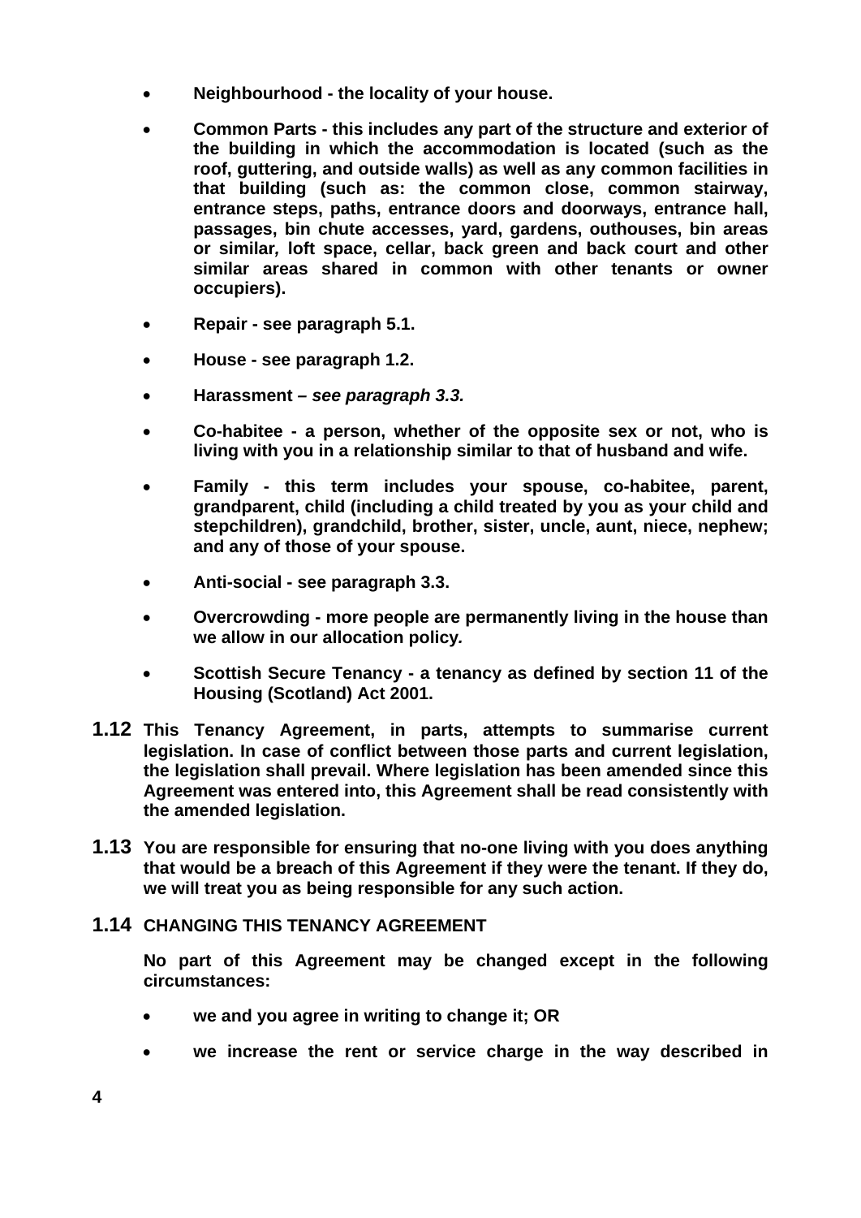- **Neighbourhood - the locality of your house.**
- **Common Parts - this includes any part of the structure and exterior of the building in which the accommodation is located (such as the roof, guttering, and outside walls) as well as any common facilities in that building (such as: the common close, common stairway, entrance steps, paths, entrance doors and doorways, entrance hall, passages, bin chute accesses, yard, gardens, outhouses, bin areas or similar, loft space, cellar, back green and back court and other similar areas shared in common with other tenants or owner occupiers).**
- **Repair - see paragraph 5.1.**
- **House - see paragraph 1.2.**
- **Harassment –** ***see paragraph 3.3.***
- **Co-habitee - a person, whether of the opposite sex or not, who is living with you in a relationship similar to that of husband and wife.**
- **Family - this term includes your spouse, co-habitee, parent, grandparent, child (including a child treated by you as your child and stepchildren), grandchild, brother, sister, uncle, aunt, niece, nephew; and any of those of your spouse.**
- **Anti-social - see paragraph 3.3.**
- **Overcrowding - more people are permanently living in the house than we allow in our allocation policy.**
- **Scottish Secure Tenancy - a tenancy as defined by section 11 of the Housing (Scotland) Act 2001.**

**1.12** **This Tenancy Agreement, in parts, attempts to summarise current legislation. In case of conflict between those parts and current legislation, the legislation shall prevail. Where legislation has been amended since this Agreement was entered into, this Agreement shall be read consistently with the amended legislation.**

**1.13** **You are responsible for ensuring that no-one living with you does anything that would be a breach of this Agreement if they were the tenant. If they do, we will treat you as being responsible for any such action.**

## 1.14 CHANGING THIS TENANCY AGREEMENT

**No part of this Agreement may be changed except in the following circumstances:**

- **we and you agree in writing to change it; OR**
- **we increase the rent or service charge in the way described in**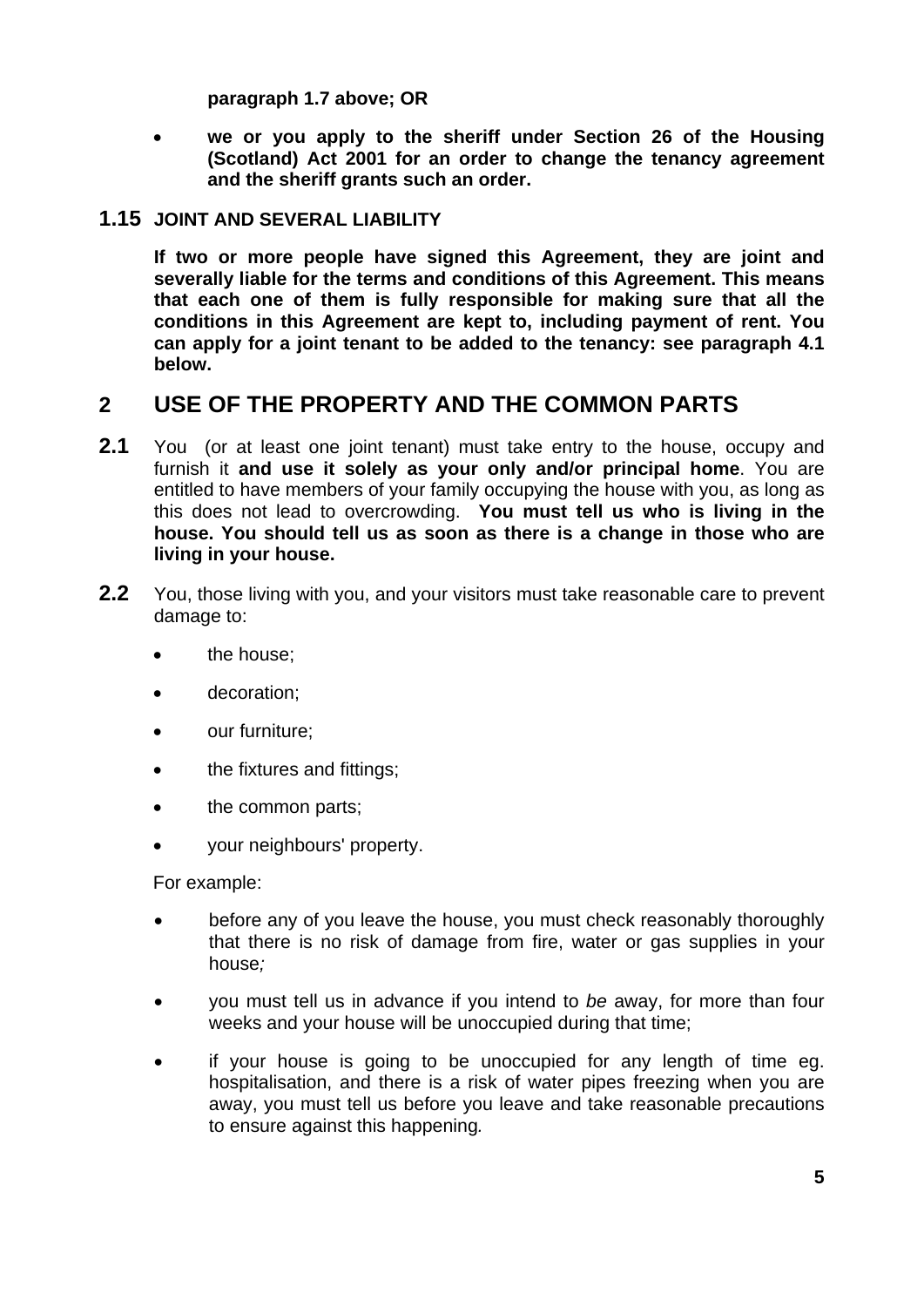**paragraph 1.7 above; OR**

- **we or you apply to the sheriff under Section 26 of the Housing (Scotland) Act 2001 for an order to change the tenancy agreement and the sheriff grants such an order.**

### 1.15 JOINT AND SEVERAL LIABILITY

**If two or more people have signed this Agreement, they are joint and severally liable for the terms and conditions of this Agreement. This means that each one of them is fully responsible for making sure that all the conditions in this Agreement are kept to, including payment of rent. You can apply for a joint tenant to be added to the tenancy: see paragraph 4.1 below.**

## 2 USE OF THE PROPERTY AND THE COMMON PARTS

**2.1** You (or at least one joint tenant) must take entry to the house, occupy and furnish it **and use it solely as your only and/or principal home**. You are entitled to have members of your family occupying the house with you, as long as this does not lead to overcrowding. **You must tell us who is living in the house. You should tell us as soon as there is a change in those who are living in your house.**

**2.2** You, those living with you, and your visitors must take reasonable care to prevent damage to:

- the house;
- decoration;
- our furniture;
- the fixtures and fittings;
- the common parts;
- your neighbours' property.

For example:

- before any of you leave the house, you must check reasonably thoroughly that there is no risk of damage from fire, water or gas supplies in your house*;*
- you must tell us in advance if you intend to *be* away, for more than four weeks and your house will be unoccupied during that time;
- if your house is going to be unoccupied for any length of time eg. hospitalisation, and there is a risk of water pipes freezing when you are away, you must tell us before you leave and take reasonable precautions to ensure against this happening*.*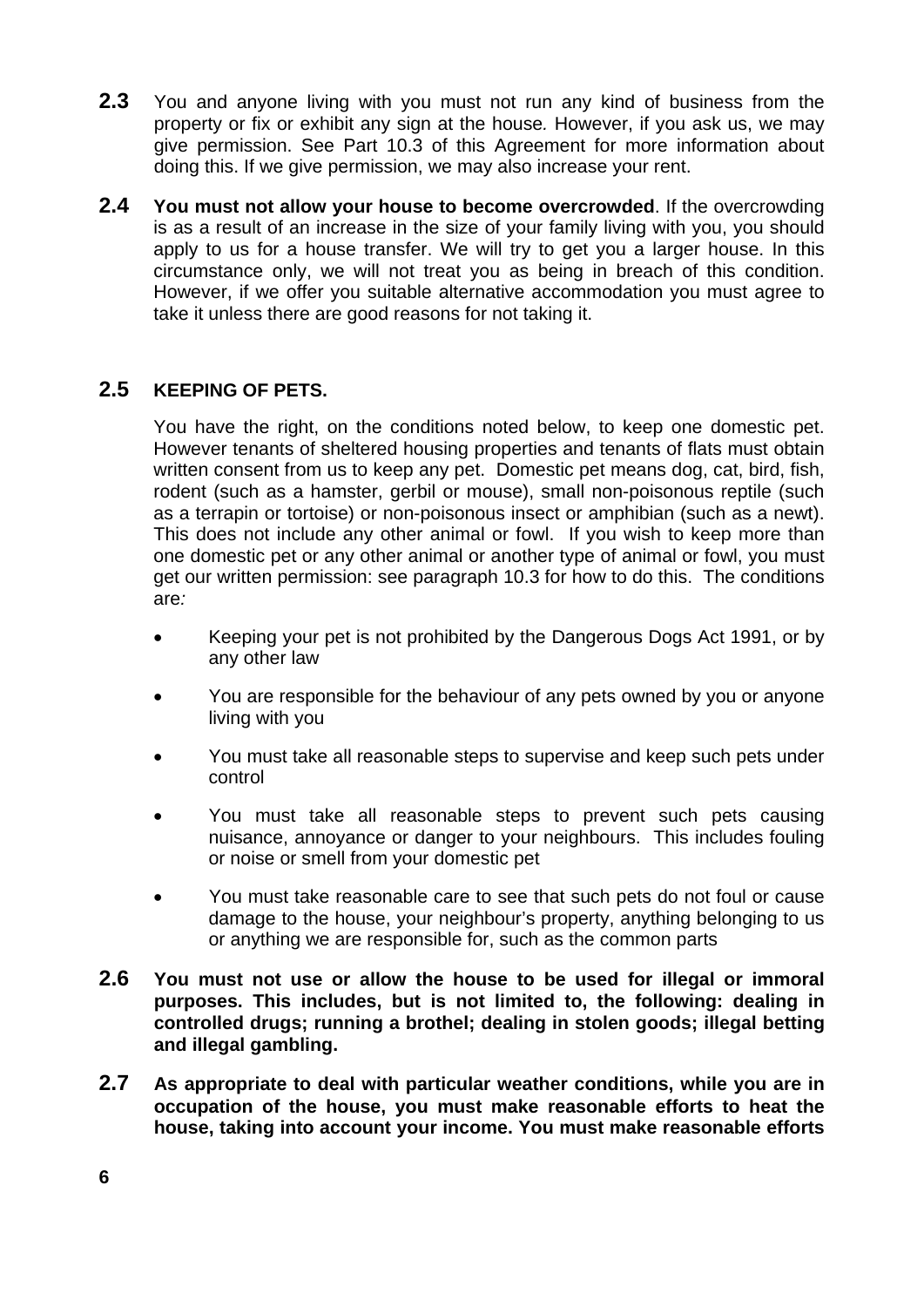**2.3** You and anyone living with you must not run any kind of business from the property or fix or exhibit any sign at the house*.* However, if you ask us, we may give permission. See Part 10.3 of this Agreement for more information about doing this. If we give permission, we may also increase your rent.

**2.4** **You must not allow your house to become overcrowded**. If the overcrowding is as a result of an increase in the size of your family living with you, you should apply to us for a house transfer. We will try to get you a larger house. In this circumstance only, we will not treat you as being in breach of this condition. However, if we offer you suitable alternative accommodation you must agree to take it unless there are good reasons for not taking it.

**2.5** **KEEPING OF PETS.**

You have the right, on the conditions noted below, to keep one domestic pet. However tenants of sheltered housing properties and tenants of flats must obtain written consent from us to keep any pet. Domestic pet means dog, cat, bird, fish, rodent (such as a hamster, gerbil or mouse), small non-poisonous reptile (such as a terrapin or tortoise) or non-poisonous insect or amphibian (such as a newt). This does not include any other animal or fowl. If you wish to keep more than one domestic pet or any other animal or another type of animal or fowl, you must get our written permission: see paragraph 10.3 for how to do this. The conditions are*:*

- Keeping your pet is not prohibited by the Dangerous Dogs Act 1991, or by any other law
- You are responsible for the behaviour of any pets owned by you or anyone living with you
- You must take all reasonable steps to supervise and keep such pets under control
- You must take all reasonable steps to prevent such pets causing nuisance, annoyance or danger to your neighbours. This includes fouling or noise or smell from your domestic pet
- You must take reasonable care to see that such pets do not foul or cause damage to the house, your neighbour's property, anything belonging to us or anything we are responsible for, such as the common parts

**2.6** **You must not use or allow the house to be used for illegal or immoral purposes. This includes, but is not limited to, the following: dealing in controlled drugs; running a brothel; dealing in stolen goods; illegal betting and illegal gambling.**

**2.7** **As appropriate to deal with particular weather conditions, while you are in occupation of the house, you must make reasonable efforts to heat the house, taking into account your income. You must make reasonable efforts**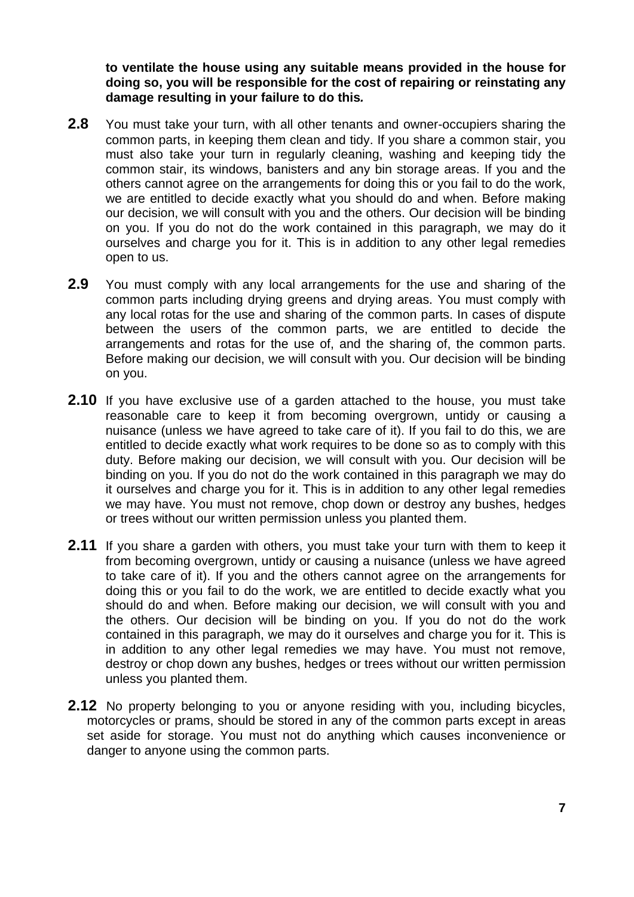**to ventilate the house using any suitable means provided in the house for doing so, you will be responsible for the cost of repairing or reinstating any damage resulting in your failure to do this.**

**2.8** You must take your turn, with all other tenants and owner-occupiers sharing the common parts, in keeping them clean and tidy. If you share a common stair, you must also take your turn in regularly cleaning, washing and keeping tidy the common stair, its windows, banisters and any bin storage areas. If you and the others cannot agree on the arrangements for doing this or you fail to do the work, we are entitled to decide exactly what you should do and when. Before making our decision, we will consult with you and the others. Our decision will be binding on you. If you do not do the work contained in this paragraph, we may do it ourselves and charge you for it. This is in addition to any other legal remedies open to us.

**2.9** You must comply with any local arrangements for the use and sharing of the common parts including drying greens and drying areas. You must comply with any local rotas for the use and sharing of the common parts. In cases of dispute between the users of the common parts, we are entitled to decide the arrangements and rotas for the use of, and the sharing of, the common parts. Before making our decision, we will consult with you. Our decision will be binding on you.

**2.10** If you have exclusive use of a garden attached to the house, you must take reasonable care to keep it from becoming overgrown, untidy or causing a nuisance (unless we have agreed to take care of it). If you fail to do this, we are entitled to decide exactly what work requires to be done so as to comply with this duty. Before making our decision, we will consult with you. Our decision will be binding on you. If you do not do the work contained in this paragraph we may do it ourselves and charge you for it. This is in addition to any other legal remedies we may have. You must not remove, chop down or destroy any bushes, hedges or trees without our written permission unless you planted them.

**2.11** If you share a garden with others, you must take your turn with them to keep it from becoming overgrown, untidy or causing a nuisance (unless we have agreed to take care of it). If you and the others cannot agree on the arrangements for doing this or you fail to do the work, we are entitled to decide exactly what you should do and when. Before making our decision, we will consult with you and the others. Our decision will be binding on you. If you do not do the work contained in this paragraph, we may do it ourselves and charge you for it. This is in addition to any other legal remedies we may have. You must not remove, destroy or chop down any bushes, hedges or trees without our written permission unless you planted them.

**2.12** No property belonging to you or anyone residing with you, including bicycles, motorcycles or prams, should be stored in any of the common parts except in areas set aside for storage. You must not do anything which causes inconvenience or danger to anyone using the common parts.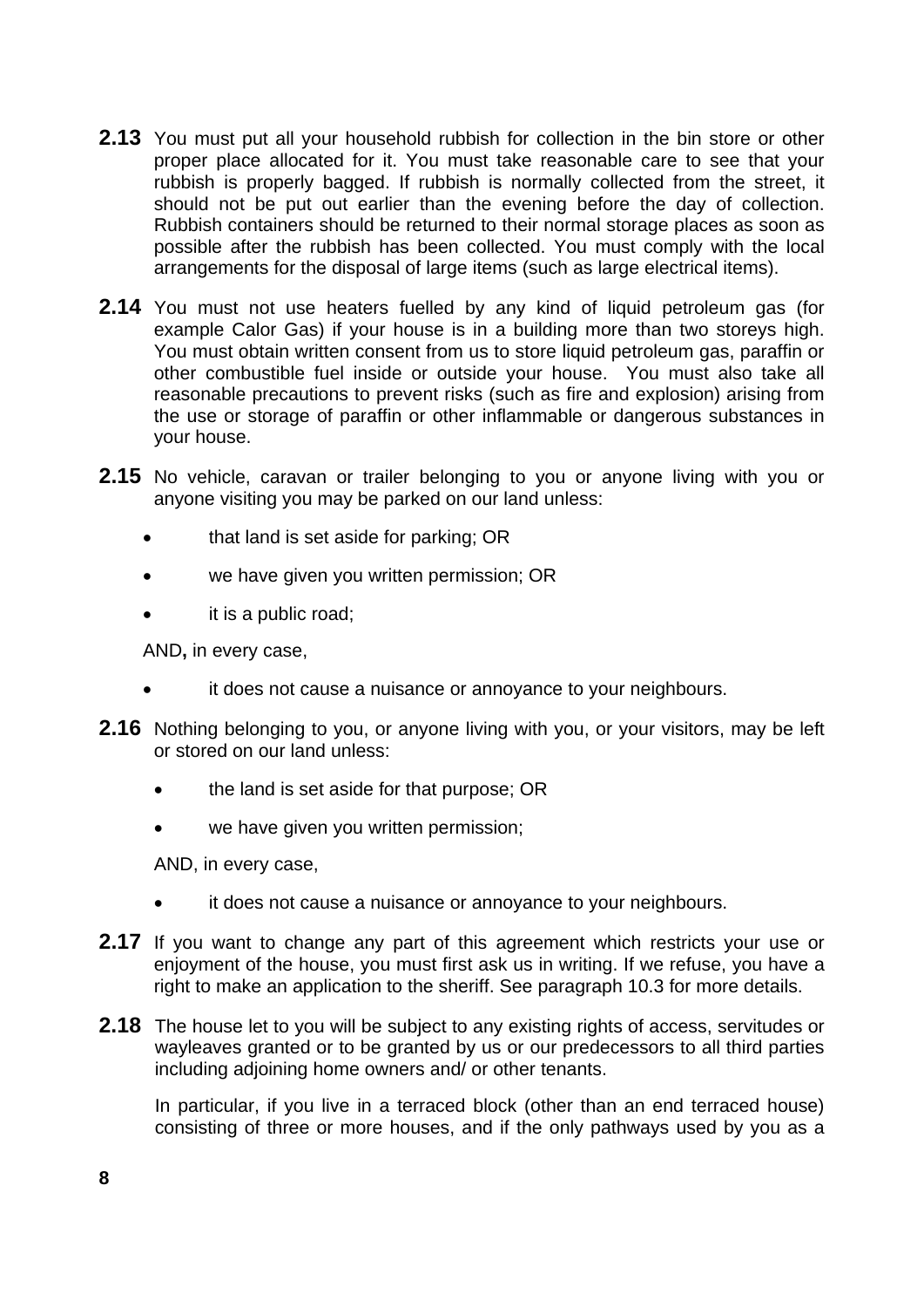**2.13** You must put all your household rubbish for collection in the bin store or other proper place allocated for it. You must take reasonable care to see that your rubbish is properly bagged. If rubbish is normally collected from the street, it should not be put out earlier than the evening before the day of collection. Rubbish containers should be returned to their normal storage places as soon as possible after the rubbish has been collected. You must comply with the local arrangements for the disposal of large items (such as large electrical items).

**2.14** You must not use heaters fuelled by any kind of liquid petroleum gas (for example Calor Gas) if your house is in a building more than two storeys high. You must obtain written consent from us to store liquid petroleum gas, paraffin or other combustible fuel inside or outside your house. You must also take all reasonable precautions to prevent risks (such as fire and explosion) arising from the use or storage of paraffin or other inflammable or dangerous substances in your house.

**2.15** No vehicle, caravan or trailer belonging to you or anyone living with you or anyone visiting you may be parked on our land unless:

- that land is set aside for parking; OR
- we have given you written permission; OR
- it is a public road;

AND**,** in every case,

- it does not cause a nuisance or annoyance to your neighbours.

**2.16** Nothing belonging to you, or anyone living with you, or your visitors, may be left or stored on our land unless:

- the land is set aside for that purpose; OR
- we have given you written permission;

AND, in every case,

- it does not cause a nuisance or annoyance to your neighbours.

**2.17** If you want to change any part of this agreement which restricts your use or enjoyment of the house, you must first ask us in writing. If we refuse, you have a right to make an application to the sheriff. See paragraph 10.3 for more details.

**2.18** The house let to you will be subject to any existing rights of access, servitudes or wayleaves granted or to be granted by us or our predecessors to all third parties including adjoining home owners and/ or other tenants.

In particular, if you live in a terraced block (other than an end terraced house) consisting of three or more houses, and if the only pathways used by you as a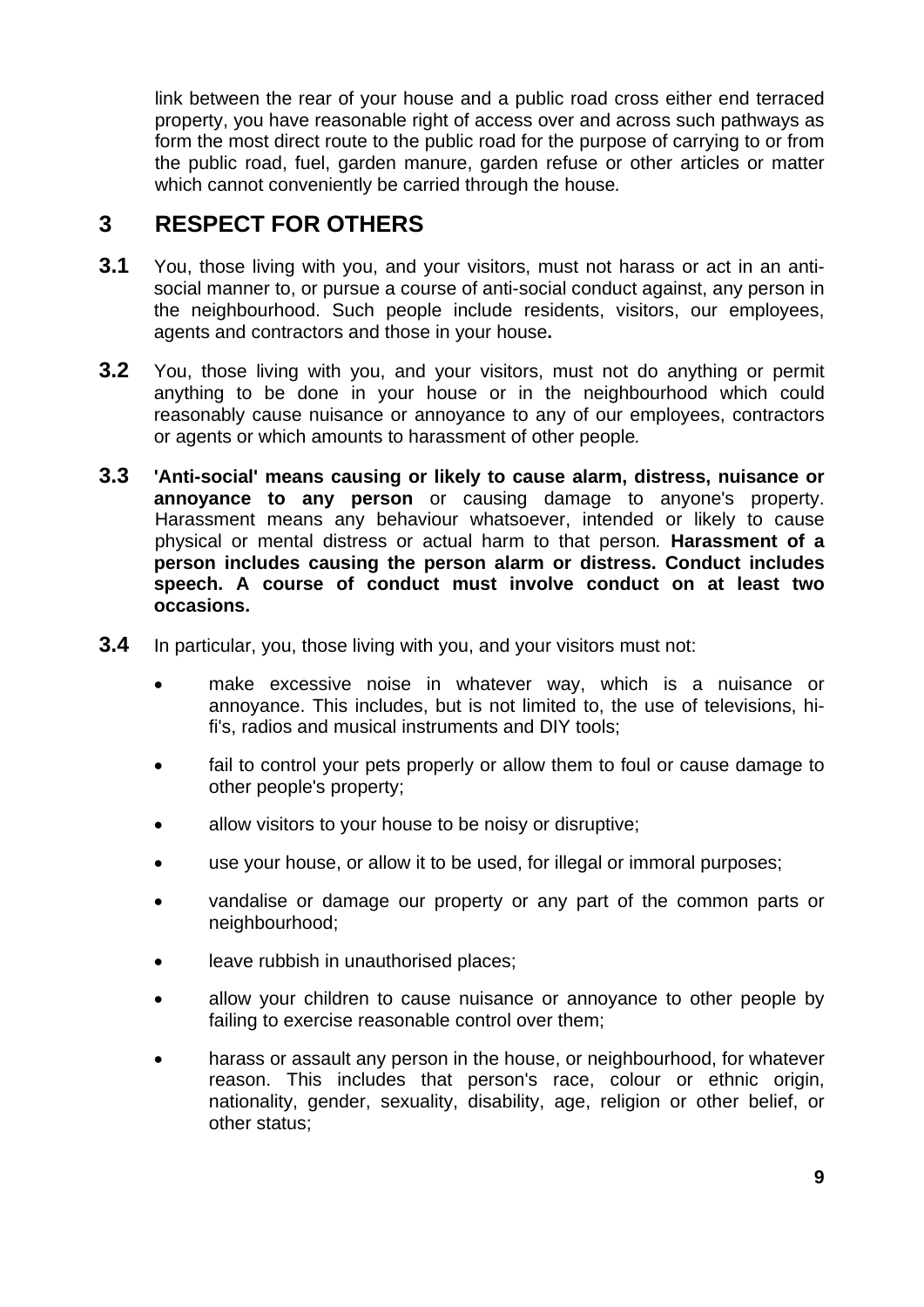link between the rear of your house and a public road cross either end terraced property, you have reasonable right of access over and across such pathways as form the most direct route to the public road for the purpose of carrying to or from the public road, fuel, garden manure, garden refuse or other articles or matter which cannot conveniently be carried through the house.

## 3 RESPECT FOR OTHERS

**3.1** You, those living with you, and your visitors, must not harass or act in an anti-social manner to, or pursue a course of anti-social conduct against, any person in the neighbourhood. Such people include residents, visitors, our employees, agents and contractors and those in your house**.**

**3.2** You, those living with you, and your visitors, must not do anything or permit anything to be done in your house or in the neighbourhood which could reasonably cause nuisance or annoyance to any of our employees, contractors or agents or which amounts to harassment of other people.

**3.3** **'Anti-social' means causing or likely to cause alarm, distress, nuisance or annoyance to any person** or causing damage to anyone's property. Harassment means any behaviour whatsoever, intended or likely to cause physical or mental distress or actual harm to that person. **Harassment of a person includes causing the person alarm or distress. Conduct includes speech. A course of conduct must involve conduct on at least two occasions.**

**3.4** In particular, you, those living with you, and your visitors must not:

- make excessive noise in whatever way, which is a nuisance or annoyance. This includes, but is not limited to, the use of televisions, hi-fi's, radios and musical instruments and DIY tools;
- fail to control your pets properly or allow them to foul or cause damage to other people's property;
- allow visitors to your house to be noisy or disruptive;
- use your house, or allow it to be used, for illegal or immoral purposes;
- vandalise or damage our property or any part of the common parts or neighbourhood;
- leave rubbish in unauthorised places;
- allow your children to cause nuisance or annoyance to other people by failing to exercise reasonable control over them;
- harass or assault any person in the house, or neighbourhood, for whatever reason. This includes that person's race, colour or ethnic origin, nationality, gender, sexuality, disability, age, religion or other belief, or other status;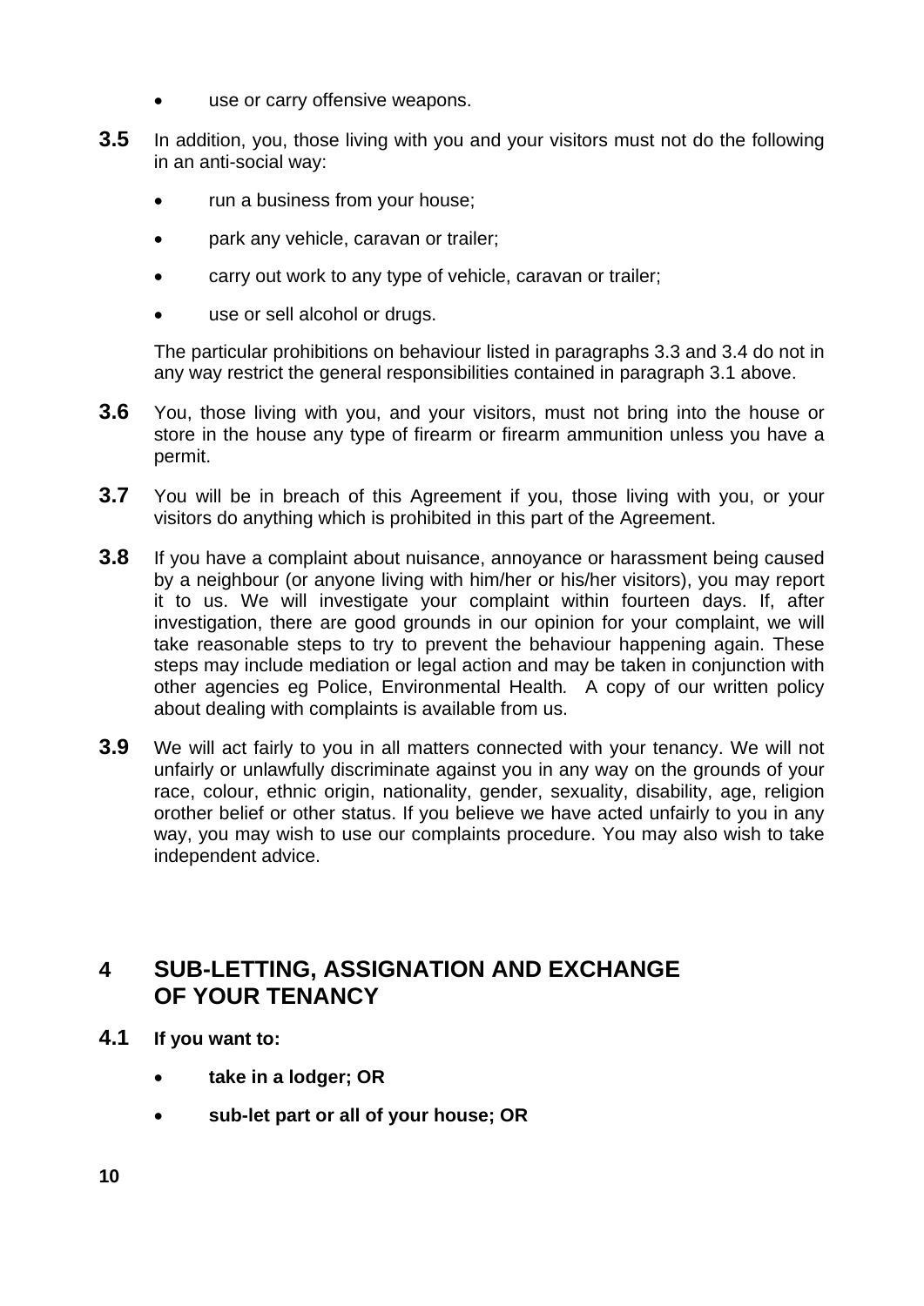- use or carry offensive weapons.

**3.5** In addition, you, those living with you and your visitors must not do the following in an anti-social way:

- run a business from your house;
- park any vehicle, caravan or trailer;
- carry out work to any type of vehicle, caravan or trailer;
- use or sell alcohol or drugs.

The particular prohibitions on behaviour listed in paragraphs 3.3 and 3.4 do not in any way restrict the general responsibilities contained in paragraph 3.1 above.

**3.6** You, those living with you, and your visitors, must not bring into the house or store in the house any type of firearm or firearm ammunition unless you have a permit.

**3.7** You will be in breach of this Agreement if you, those living with you, or your visitors do anything which is prohibited in this part of the Agreement.

**3.8** If you have a complaint about nuisance, annoyance or harassment being caused by a neighbour (or anyone living with him/her or his/her visitors), you may report it to us. We will investigate your complaint within fourteen days. If, after investigation, there are good grounds in our opinion for your complaint, we will take reasonable steps to try to prevent the behaviour happening again. These steps may include mediation or legal action and may be taken in conjunction with other agencies eg Police, Environmental Health. A copy of our written policy about dealing with complaints is available from us.

**3.9** We will act fairly to you in all matters connected with your tenancy. We will not unfairly or unlawfully discriminate against you in any way on the grounds of your race, colour, ethnic origin, nationality, gender, sexuality, disability, age, religion orother belief or other status. If you believe we have acted unfairly to you in any way, you may wish to use our complaints procedure. You may also wish to take independent advice.

## 4 SUB-LETTING, ASSIGNATION AND EXCHANGE OF YOUR TENANCY

**4.1** **If you want to:**

- **take in a lodger; OR**
- **sub-let part or all of your house; OR**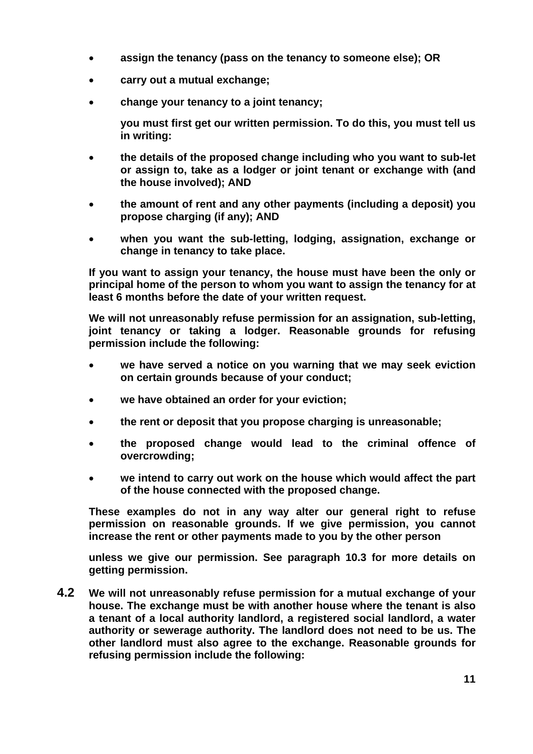- **assign the tenancy (pass on the tenancy to someone else); OR**
- **carry out a mutual exchange;**
- **change your tenancy to a joint tenancy;**

**you must first get our written permission. To do this, you must tell us in writing:**

- **the details of the proposed change including who you want to sub-let or assign to, take as a lodger or joint tenant or exchange with (and the house involved); AND**
- **the amount of rent and any other payments (including a deposit) you propose charging (if any); AND**
- **when you want the sub-letting, lodging, assignation, exchange or change in tenancy to take place.**

**If you want to assign your tenancy, the house must have been the only or principal home of the person to whom you want to assign the tenancy for at least 6 months before the date of your written request.**

**We will not unreasonably refuse permission for an assignation, sub-letting, joint tenancy or taking a lodger. Reasonable grounds for refusing permission include the following:**

- **we have served a notice on you warning that we may seek eviction on certain grounds because of your conduct;**
- **we have obtained an order for your eviction;**
- **the rent or deposit that you propose charging is unreasonable;**
- **the proposed change would lead to the criminal offence of overcrowding;**
- **we intend to carry out work on the house which would affect the part of the house connected with the proposed change.**

**These examples do not in any way alter our general right to refuse permission on reasonable grounds. If we give permission, you cannot increase the rent or other payments made to you by the other person**

**unless we give our permission. See paragraph 10.3 for more details on getting permission.**

**4.2** **We will not unreasonably refuse permission for a mutual exchange of your house. The exchange must be with another house where the tenant is also a tenant of a local authority landlord, a registered social landlord, a water authority or sewerage authority. The landlord does not need to be us. The other landlord must also agree to the exchange. Reasonable grounds for refusing permission include the following:**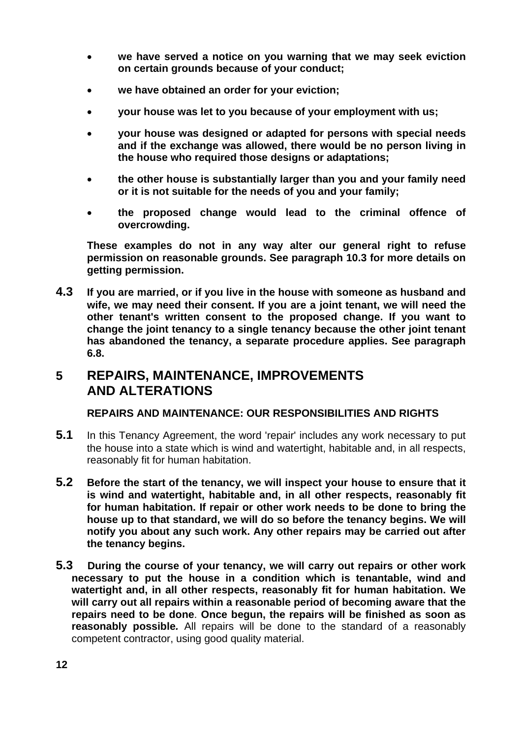- **we have served a notice on you warning that we may seek eviction on certain grounds because of your conduct;**
- **we have obtained an order for your eviction;**
- **your house was let to you because of your employment with us;**
- **your house was designed or adapted for persons with special needs and if the exchange was allowed, there would be no person living in the house who required those designs or adaptations;**
- **the other house is substantially larger than you and your family need or it is not suitable for the needs of you and your family;**
- **the proposed change would lead to the criminal offence of overcrowding.**

**These examples do not in any way alter our general right to refuse permission on reasonable grounds. See paragraph 10.3 for more details on getting permission.**

**4.3** **If you are married, or if you live in the house with someone as husband and wife, we may need their consent. If you are a joint tenant, we will need the other tenant's written consent to the proposed change. If you want to change the joint tenancy to a single tenancy because the other joint tenant has abandoned the tenancy, a separate procedure applies. See paragraph 6.8.**

## 5 REPAIRS, MAINTENANCE, IMPROVEMENTS AND ALTERATIONS

### REPAIRS AND MAINTENANCE: OUR RESPONSIBILITIES AND RIGHTS

**5.1** In this Tenancy Agreement, the word 'repair' includes any work necessary to put the house into a state which is wind and watertight, habitable and, in all respects, reasonably fit for human habitation.

**5.2** **Before the start of the tenancy, we will inspect your house to ensure that it is wind and watertight, habitable and, in all other respects, reasonably fit for human habitation. If repair or other work needs to be done to bring the house up to that standard, we will do so before the tenancy begins. We will notify you about any such work. Any other repairs may be carried out after the tenancy begins.**

**5.3** **During the course of your tenancy, we will carry out repairs or other work necessary to put the house in a condition which is tenantable, wind and watertight and, in all other respects, reasonably fit for human habitation. We will carry out all repairs within a reasonable period of becoming aware that the repairs need to be done**. **Once begun, the repairs will be finished as soon as reasonably possible.** All repairs will be done to the standard of a reasonably competent contractor, using good quality material.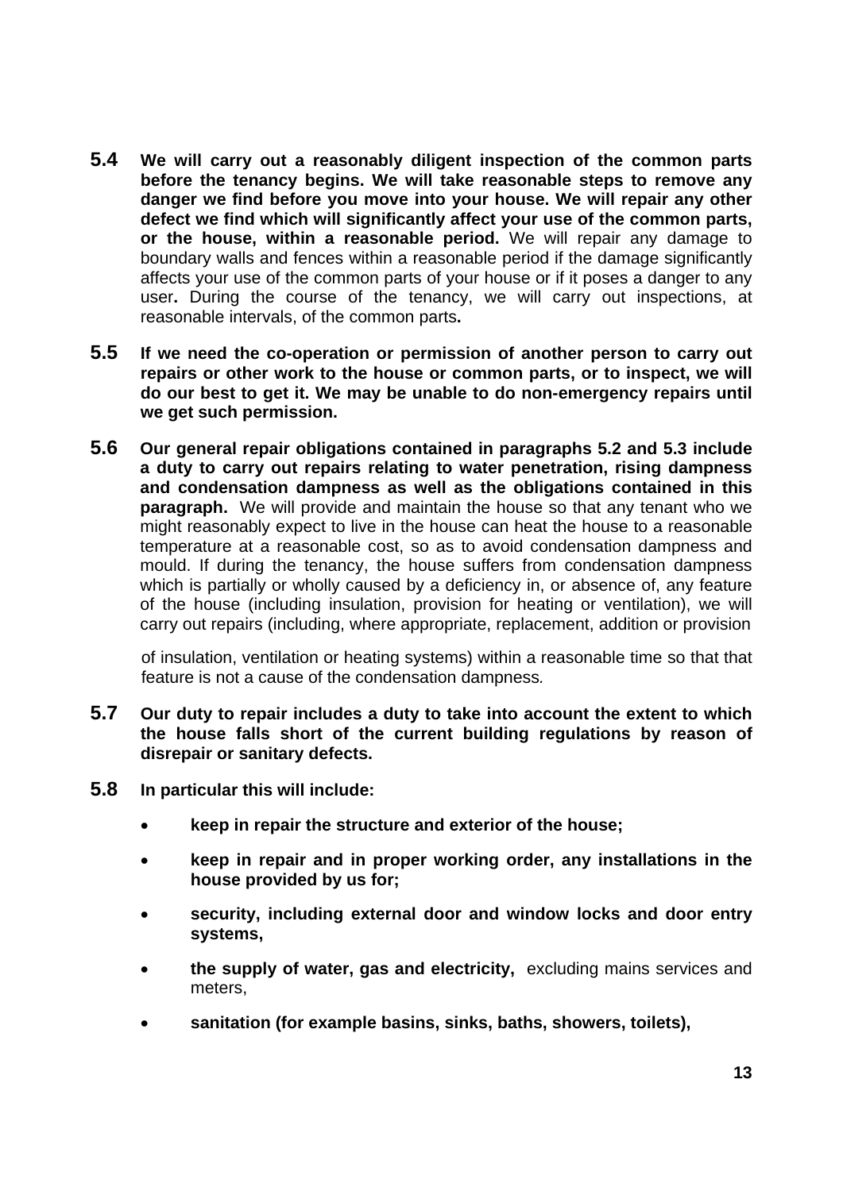**5.4** **We will carry out a reasonably diligent inspection of the common parts before the tenancy begins. We will take reasonable steps to remove any danger we find before you move into your house. We will repair any other defect we find which will significantly affect your use of the common parts, or the house, within a reasonable period.** We will repair any damage to boundary walls and fences within a reasonable period if the damage significantly affects your use of the common parts of your house or if it poses a danger to any user**.** During the course of the tenancy, we will carry out inspections, at reasonable intervals, of the common parts**.**

**5.5** **If we need the co-operation or permission of another person to carry out repairs or other work to the house or common parts, or to inspect, we will do our best to get it. We may be unable to do non-emergency repairs until we get such permission.**

**5.6** **Our general repair obligations contained in paragraphs 5.2 and 5.3 include a duty to carry out repairs relating to water penetration, rising dampness and condensation dampness as well as the obligations contained in this paragraph.** We will provide and maintain the house so that any tenant who we might reasonably expect to live in the house can heat the house to a reasonable temperature at a reasonable cost, so as to avoid condensation dampness and mould. If during the tenancy, the house suffers from condensation dampness which is partially or wholly caused by a deficiency in, or absence of, any feature of the house (including insulation, provision for heating or ventilation), we will carry out repairs (including, where appropriate, replacement, addition or provision of insulation, ventilation or heating systems) within a reasonable time so that that feature is not a cause of the condensation dampness.

**5.7** **Our duty to repair includes a duty to take into account the extent to which the house falls short of the current building regulations by reason of disrepair or sanitary defects.**

**5.8** **In particular this will include:**

- **keep in repair the structure and exterior of the house;**
- **keep in repair and in proper working order, any installations in the house provided by us for;**
- **security, including external door and window locks and door entry systems,**
- **the supply of water, gas and electricity,** excluding mains services and meters,
- **sanitation (for example basins, sinks, baths, showers, toilets),**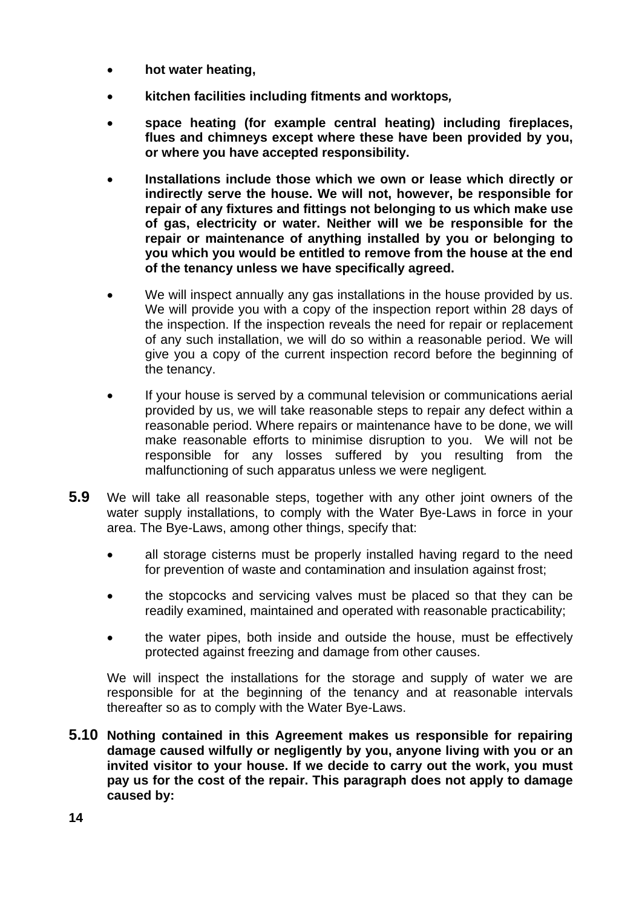- **hot water heating,**
- **kitchen facilities including fitments and worktops,**
- **space heating (for example central heating) including fireplaces, flues and chimneys except where these have been provided by you, or where you have accepted responsibility.**
- **Installations include those which we own or lease which directly or indirectly serve the house. We will not, however, be responsible for repair of any fixtures and fittings not belonging to us which make use of gas, electricity or water. Neither will we be responsible for the repair or maintenance of anything installed by you or belonging to you which you would be entitled to remove from the house at the end of the tenancy unless we have specifically agreed.**
- We will inspect annually any gas installations in the house provided by us. We will provide you with a copy of the inspection report within 28 days of the inspection. If the inspection reveals the need for repair or replacement of any such installation, we will do so within a reasonable period. We will give you a copy of the current inspection record before the beginning of the tenancy.
- If your house is served by a communal television or communications aerial provided by us, we will take reasonable steps to repair any defect within a reasonable period. Where repairs or maintenance have to be done, we will make reasonable efforts to minimise disruption to you. We will not be responsible for any losses suffered by you resulting from the malfunctioning of such apparatus unless we were negligent.

**5.9** We will take all reasonable steps, together with any other joint owners of the water supply installations, to comply with the Water Bye-Laws in force in your area. The Bye-Laws, among other things, specify that:

- all storage cisterns must be properly installed having regard to the need for prevention of waste and contamination and insulation against frost;
- the stopcocks and servicing valves must be placed so that they can be readily examined, maintained and operated with reasonable practicability;
- the water pipes, both inside and outside the house, must be effectively protected against freezing and damage from other causes.

We will inspect the installations for the storage and supply of water we are responsible for at the beginning of the tenancy and at reasonable intervals thereafter so as to comply with the Water Bye-Laws.

**5.10 Nothing contained in this Agreement makes us responsible for repairing damage caused wilfully or negligently by you, anyone living with you or an invited visitor to your house. If we decide to carry out the work, you must pay us for the cost of the repair. This paragraph does not apply to damage caused by:**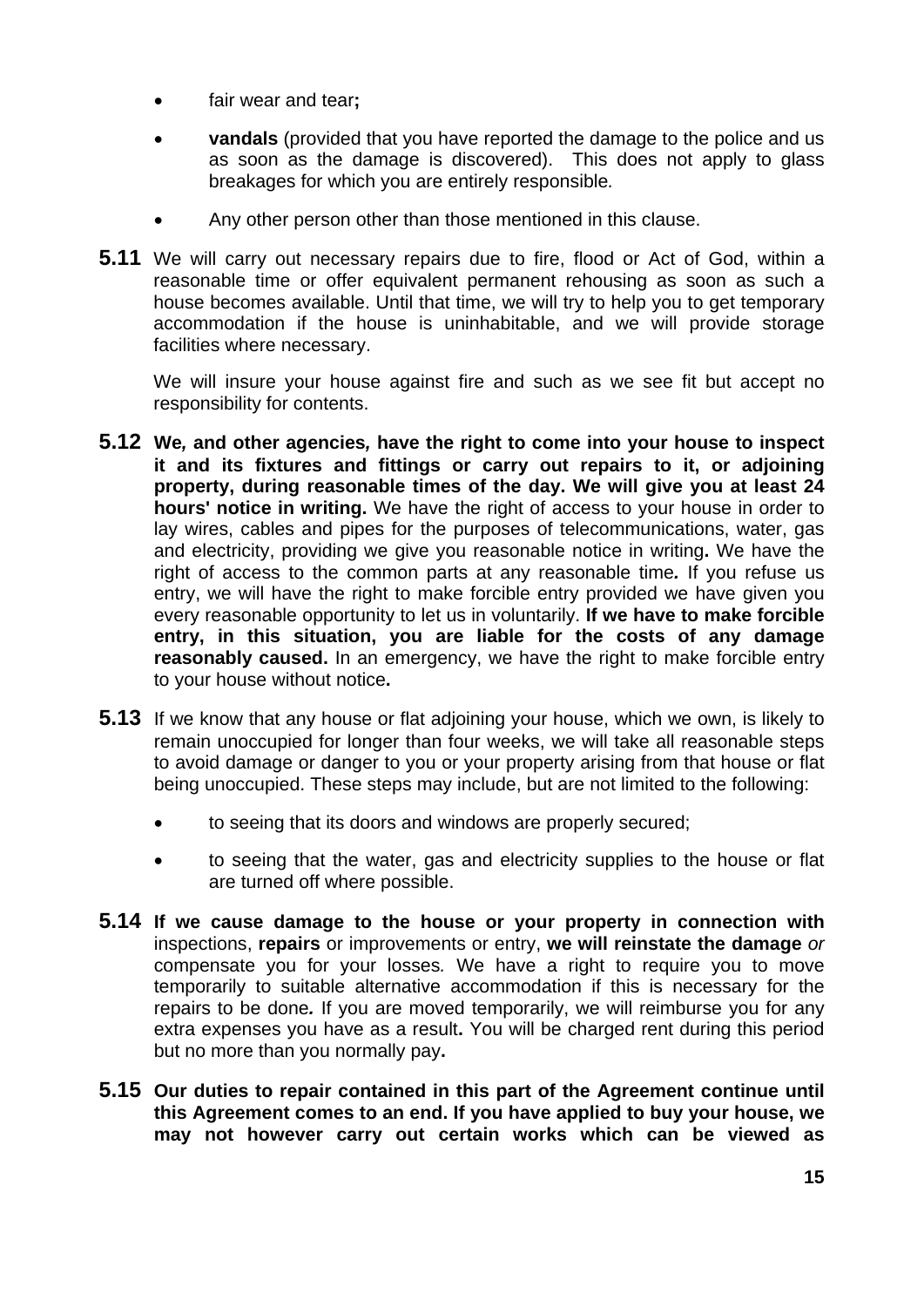- fair wear and tear**;**
- **vandals** (provided that you have reported the damage to the police and us as soon as the damage is discovered). This does not apply to glass breakages for which you are entirely responsible*.*
- Any other person other than those mentioned in this clause.

**5.11** We will carry out necessary repairs due to fire, flood or Act of God, within a reasonable time or offer equivalent permanent rehousing as soon as such a house becomes available. Until that time, we will try to help you to get temporary accommodation if the house is uninhabitable, and we will provide storage facilities where necessary.

We will insure your house against fire and such as we see fit but accept no responsibility for contents.

**5.12** **We*,* and other agencies*,* have the right to come into your house to inspect it and its fixtures and fittings or carry out repairs to it, or adjoining property, during reasonable times of the day. We will give you at least 24 hours' notice in writing.** We have the right of access to your house in order to lay wires, cables and pipes for the purposes of telecommunications, water, gas and electricity, providing we give you reasonable notice in writing**.** We have the right of access to the common parts at any reasonable time***.*** If you refuse us entry, we will have the right to make forcible entry provided we have given you every reasonable opportunity to let us in voluntarily. **If we have to make forcible entry, in this situation, you are liable for the costs of any damage reasonably caused.** In an emergency, we have the right to make forcible entry to your house without notice**.**

**5.13** If we know that any house or flat adjoining your house, which we own, is likely to remain unoccupied for longer than four weeks, we will take all reasonable steps to avoid damage or danger to you or your property arising from that house or flat being unoccupied. These steps may include, but are not limited to the following:

- to seeing that its doors and windows are properly secured;
- to seeing that the water, gas and electricity supplies to the house or flat are turned off where possible.

**5.14** **If we cause damage to the house or your property in connection with** inspections, **repairs** or improvements or entry, **we will reinstate the damage** *or* compensate you for your losses*.* We have a right to require you to move temporarily to suitable alternative accommodation if this is necessary for the repairs to be done***.*** If you are moved temporarily, we will reimburse you for any extra expenses you have as a result**.** You will be charged rent during this period but no more than you normally pay**.**

**5.15** **Our duties to repair contained in this part of the Agreement continue until this Agreement comes to an end. If you have applied to buy your house, we may not however carry out certain works which can be viewed as**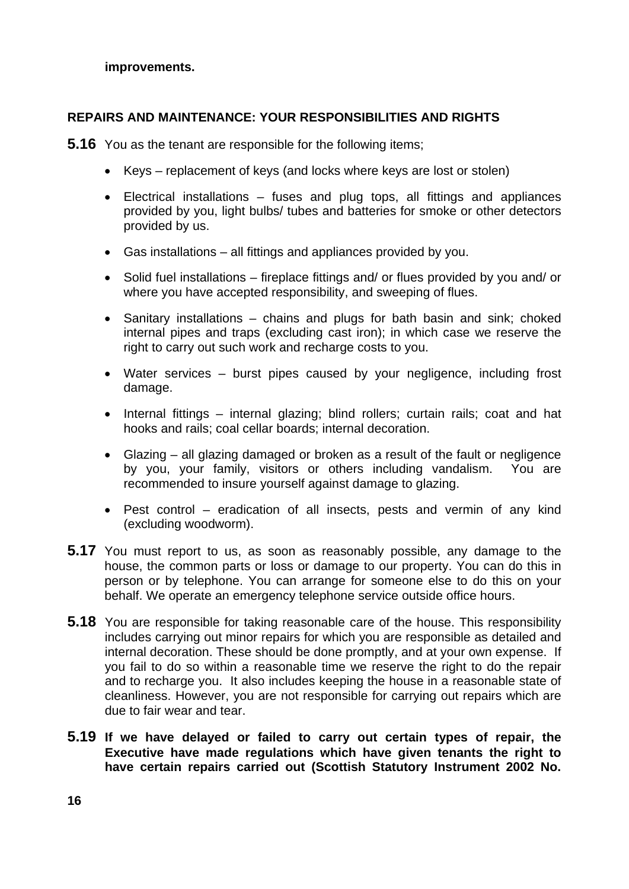**improvements.**

## REPAIRS AND MAINTENANCE: YOUR RESPONSIBILITIES AND RIGHTS

**5.16** You as the tenant are responsible for the following items;

- Keys – replacement of keys (and locks where keys are lost or stolen)
- Electrical installations – fuses and plug tops, all fittings and appliances provided by you, light bulbs/ tubes and batteries for smoke or other detectors provided by us.
- Gas installations – all fittings and appliances provided by you.
- Solid fuel installations – fireplace fittings and/ or flues provided by you and/ or where you have accepted responsibility, and sweeping of flues.
- Sanitary installations – chains and plugs for bath basin and sink; choked internal pipes and traps (excluding cast iron); in which case we reserve the right to carry out such work and recharge costs to you.
- Water services – burst pipes caused by your negligence, including frost damage.
- Internal fittings – internal glazing; blind rollers; curtain rails; coat and hat hooks and rails; coal cellar boards; internal decoration.
- Glazing – all glazing damaged or broken as a result of the fault or negligence by you, your family, visitors or others including vandalism. You are recommended to insure yourself against damage to glazing.
- Pest control – eradication of all insects, pests and vermin of any kind (excluding woodworm).

**5.17** You must report to us, as soon as reasonably possible, any damage to the house, the common parts or loss or damage to our property. You can do this in person or by telephone. You can arrange for someone else to do this on your behalf. We operate an emergency telephone service outside office hours.

**5.18** You are responsible for taking reasonable care of the house. This responsibility includes carrying out minor repairs for which you are responsible as detailed and internal decoration. These should be done promptly, and at your own expense. If you fail to do so within a reasonable time we reserve the right to do the repair and to recharge you. It also includes keeping the house in a reasonable state of cleanliness. However, you are not responsible for carrying out repairs which are due to fair wear and tear.

**5.19 If we have delayed or failed to carry out certain types of repair, the Executive have made regulations which have given tenants the right to have certain repairs carried out (Scottish Statutory Instrument 2002 No.**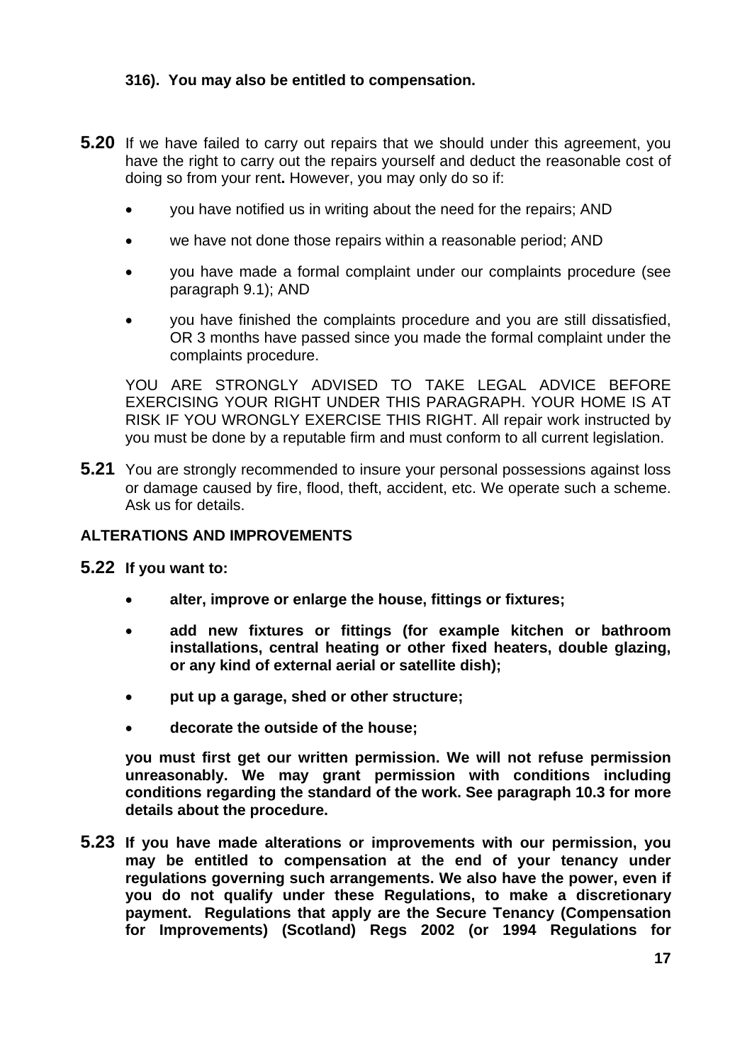**316). You may also be entitled to compensation.**

**5.20** If we have failed to carry out repairs that we should under this agreement, you have the right to carry out the repairs yourself and deduct the reasonable cost of doing so from your rent**.** However, you may only do so if:

- you have notified us in writing about the need for the repairs; AND
- we have not done those repairs within a reasonable period; AND
- you have made a formal complaint under our complaints procedure (see paragraph 9.1); AND
- you have finished the complaints procedure and you are still dissatisfied, OR 3 months have passed since you made the formal complaint under the complaints procedure.

YOU ARE STRONGLY ADVISED TO TAKE LEGAL ADVICE BEFORE EXERCISING YOUR RIGHT UNDER THIS PARAGRAPH. YOUR HOME IS AT RISK IF YOU WRONGLY EXERCISE THIS RIGHT. All repair work instructed by you must be done by a reputable firm and must conform to all current legislation.

**5.21** You are strongly recommended to insure your personal possessions against loss or damage caused by fire, flood, theft, accident, etc. We operate such a scheme. Ask us for details.

## ALTERATIONS AND IMPROVEMENTS

**5.22 If you want to:**

- **alter, improve or enlarge the house, fittings or fixtures;**
- **add new fixtures or fittings (for example kitchen or bathroom installations, central heating or other fixed heaters, double glazing, or any kind of external aerial or satellite dish);**
- **put up a garage, shed or other structure;**
- **decorate the outside of the house;**

**you must first get our written permission. We will not refuse permission unreasonably. We may grant permission with conditions including conditions regarding the standard of the work. See paragraph 10.3 for more details about the procedure.**

**5.23 If you have made alterations or improvements with our permission, you may be entitled to compensation at the end of your tenancy under regulations governing such arrangements. We also have the power, even if you do not qualify under these Regulations, to make a discretionary payment. Regulations that apply are the Secure Tenancy (Compensation for Improvements) (Scotland) Regs 2002 (or 1994 Regulations for**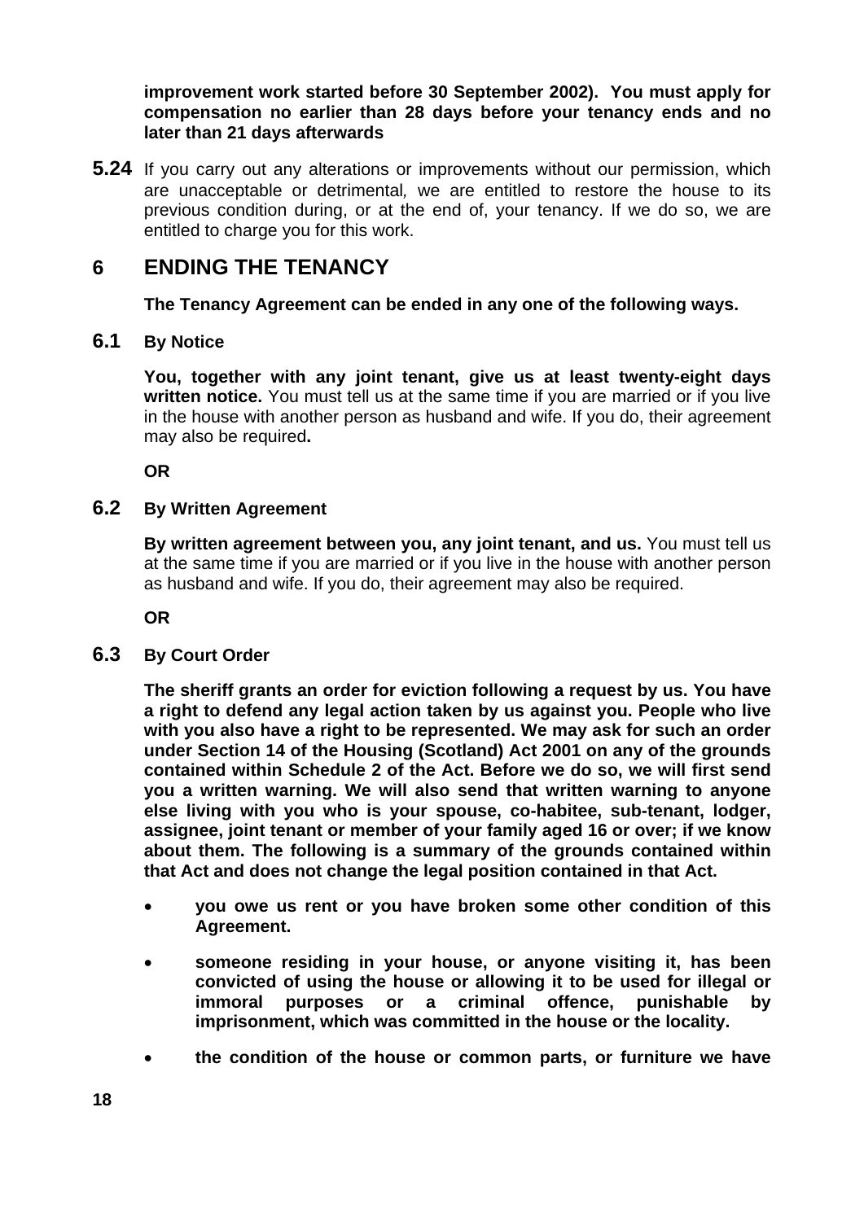**improvement work started before 30 September 2002). You must apply for compensation no earlier than 28 days before your tenancy ends and no later than 21 days afterwards**

**5.24** If you carry out any alterations or improvements without our permission, which are unacceptable or detrimental*,* we are entitled to restore the house to its previous condition during, or at the end of, your tenancy. If we do so, we are entitled to charge you for this work.

# 6 ENDING THE TENANCY

**The Tenancy Agreement can be ended in any one of the following ways.**

## 6.1 By Notice

**You, together with any joint tenant, give us at least twenty-eight days written notice.** You must tell us at the same time if you are married or if you live in the house with another person as husband and wife. If you do, their agreement may also be required**.**

**OR**

## 6.2 By Written Agreement

**By written agreement between you, any joint tenant, and us.** You must tell us at the same time if you are married or if you live in the house with another person as husband and wife. If you do, their agreement may also be required.

**OR**

## 6.3 By Court Order

**The sheriff grants an order for eviction following a request by us. You have a right to defend any legal action taken by us against you. People who live with you also have a right to be represented. We may ask for such an order under Section 14 of the Housing (Scotland) Act 2001 on any of the grounds contained within Schedule 2 of the Act. Before we do so, we will first send you a written warning. We will also send that written warning to anyone else living with you who is your spouse, co-habitee, sub-tenant, lodger, assignee, joint tenant or member of your family aged 16 or over; if we know about them. The following is a summary of the grounds contained within that Act and does not change the legal position contained in that Act.**

- **you owe us rent or you have broken some other condition of this Agreement.**
- **someone residing in your house, or anyone visiting it, has been convicted of using the house or allowing it to be used for illegal or immoral purposes or a criminal offence, punishable by imprisonment, which was committed in the house or the locality.**
- **the condition of the house or common parts, or furniture we have**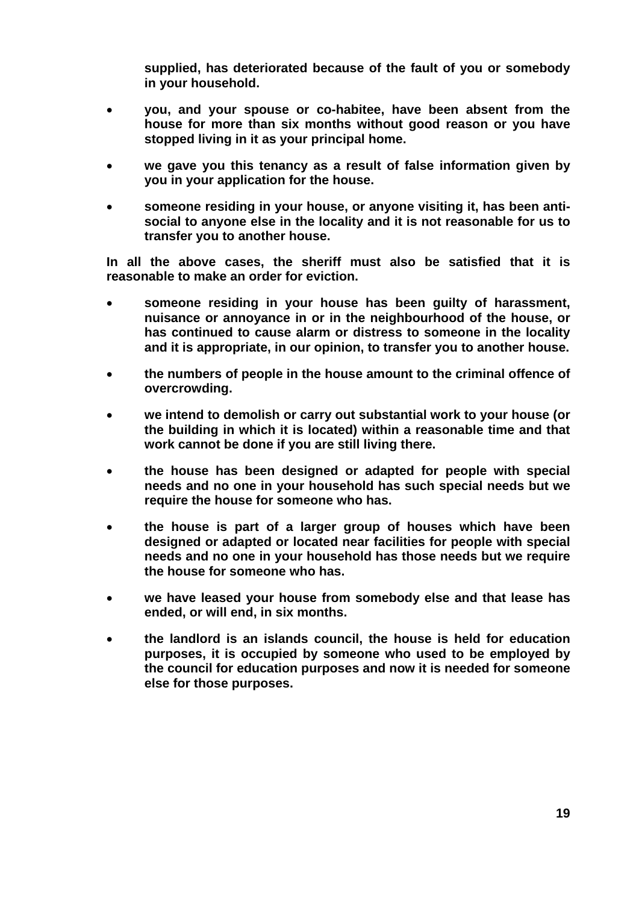**supplied, has deteriorated because of the fault of you or somebody in your household.**

- **you, and your spouse or co-habitee, have been absent from the house for more than six months without good reason or you have stopped living in it as your principal home.**
- **we gave you this tenancy as a result of false information given by you in your application for the house.**
- **someone residing in your house, or anyone visiting it, has been anti-social to anyone else in the locality and it is not reasonable for us to transfer you to another house.**

**In all the above cases, the sheriff must also be satisfied that it is reasonable to make an order for eviction.**

- **someone residing in your house has been guilty of harassment, nuisance or annoyance in or in the neighbourhood of the house, or has continued to cause alarm or distress to someone in the locality and it is appropriate, in our opinion, to transfer you to another house.**
- **the numbers of people in the house amount to the criminal offence of overcrowding.**
- **we intend to demolish or carry out substantial work to your house (or the building in which it is located) within a reasonable time and that work cannot be done if you are still living there.**
- **the house has been designed or adapted for people with special needs and no one in your household has such special needs but we require the house for someone who has.**
- **the house is part of a larger group of houses which have been designed or adapted or located near facilities for people with special needs and no one in your household has those needs but we require the house for someone who has.**
- **we have leased your house from somebody else and that lease has ended, or will end, in six months.**
- **the landlord is an islands council, the house is held for education purposes, it is occupied by someone who used to be employed by the council for education purposes and now it is needed for someone else for those purposes.**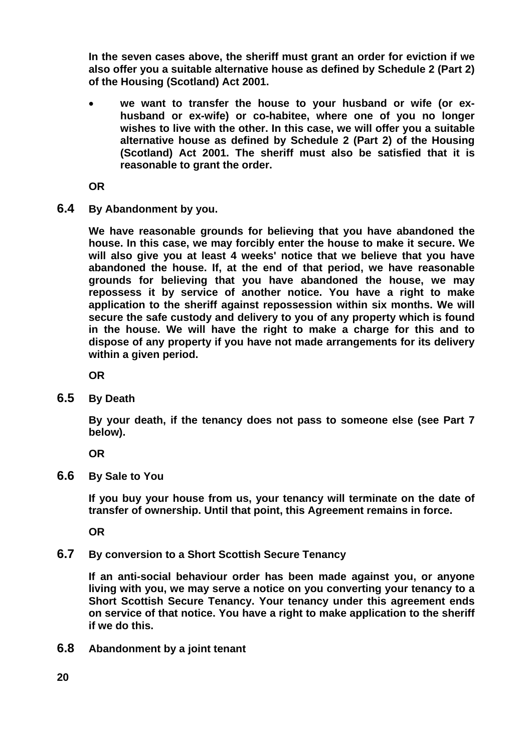**In the seven cases above, the sheriff must grant an order for eviction if we also offer you a suitable alternative house as defined by Schedule 2 (Part 2) of the Housing (Scotland) Act 2001.**

- **we want to transfer the house to your husband or wife (or ex-husband or ex-wife) or co-habitee, where one of you no longer wishes to live with the other. In this case, we will offer you a suitable alternative house as defined by Schedule 2 (Part 2) of the Housing (Scotland) Act 2001. The sheriff must also be satisfied that it is reasonable to grant the order.**

**OR**

### 6.4 By Abandonment by you.

**We have reasonable grounds for believing that you have abandoned the house. In this case, we may forcibly enter the house to make it secure. We will also give you at least 4 weeks' notice that we believe that you have abandoned the house. If, at the end of that period, we have reasonable grounds for believing that you have abandoned the house, we may repossess it by service of another notice. You have a right to make application to the sheriff against repossession within six months. We will secure the safe custody and delivery to you of any property which is found in the house. We will have the right to make a charge for this and to dispose of any property if you have not made arrangements for its delivery within a given period.**

**OR**

### 6.5 By Death

**By your death, if the tenancy does not pass to someone else (see Part 7 below).**

**OR**

### 6.6 By Sale to You

**If you buy your house from us, your tenancy will terminate on the date of transfer of ownership. Until that point, this Agreement remains in force.**

**OR**

### 6.7 By conversion to a Short Scottish Secure Tenancy

**If an anti-social behaviour order has been made against you, or anyone living with you, we may serve a notice on you converting your tenancy to a Short Scottish Secure Tenancy. Your tenancy under this agreement ends on service of that notice. You have a right to make application to the sheriff if we do this.**

### 6.8 Abandonment by a joint tenant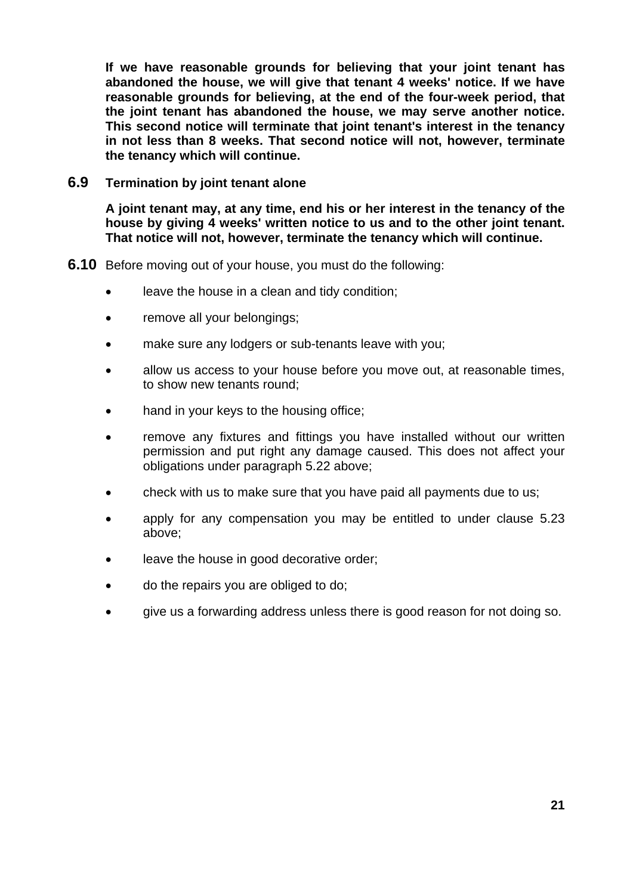**If we have reasonable grounds for believing that your joint tenant has abandoned the house, we will give that tenant 4 weeks' notice. If we have reasonable grounds for believing, at the end of the four-week period, that the joint tenant has abandoned the house, we may serve another notice. This second notice will terminate that joint tenant's interest in the tenancy in not less than 8 weeks. That second notice will not, however, terminate the tenancy which will continue.**

### 6.9 Termination by joint tenant alone

**A joint tenant may, at any time, end his or her interest in the tenancy of the house by giving 4 weeks' written notice to us and to the other joint tenant. That notice will not, however, terminate the tenancy which will continue.**

**6.10** Before moving out of your house, you must do the following:

- leave the house in a clean and tidy condition;
- remove all your belongings;
- make sure any lodgers or sub-tenants leave with you;
- allow us access to your house before you move out, at reasonable times, to show new tenants round;
- hand in your keys to the housing office;
- remove any fixtures and fittings you have installed without our written permission and put right any damage caused. This does not affect your obligations under paragraph 5.22 above;
- check with us to make sure that you have paid all payments due to us;
- apply for any compensation you may be entitled to under clause 5.23 above;
- leave the house in good decorative order;
- do the repairs you are obliged to do;
- give us a forwarding address unless there is good reason for not doing so.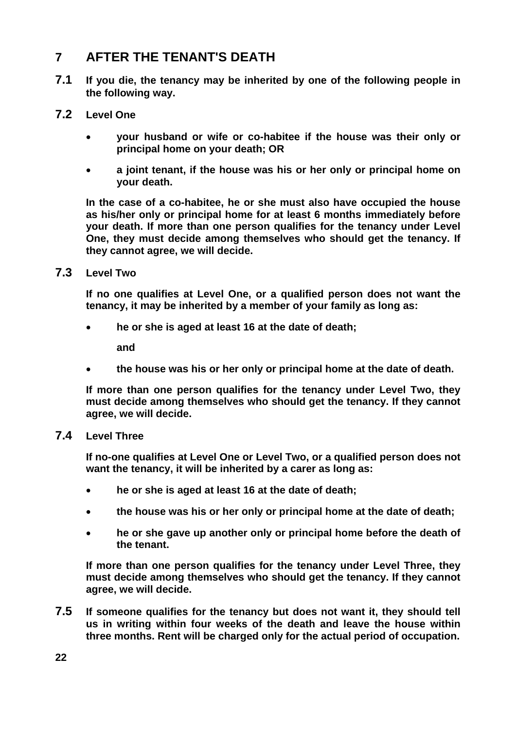# 7 AFTER THE TENANT'S DEATH

**7.1** **If you die, the tenancy may be inherited by one of the following people in the following way.**

**7.2** **Level One**

- **your husband or wife or co-habitee if the house was their only or principal home on your death; OR**
- **a joint tenant, if the house was his or her only or principal home on your death.**

**In the case of a co-habitee, he or she must also have occupied the house as his/her only or principal home for at least 6 months immediately before your death. If more than one person qualifies for the tenancy under Level One, they must decide among themselves who should get the tenancy. If they cannot agree, we will decide.**

**7.3** **Level Two**

**If no one qualifies at Level One, or a qualified person does not want the tenancy, it may be inherited by a member of your family as long as:**

- **he or she is aged at least 16 at the date of death;**

  **and**

- **the house was his or her only or principal home at the date of death.**

**If more than one person qualifies for the tenancy under Level Two, they must decide among themselves who should get the tenancy. If they cannot agree, we will decide.**

**7.4** **Level Three**

**If no-one qualifies at Level One or Level Two, or a qualified person does not want the tenancy, it will be inherited by a carer as long as:**

- **he or she is aged at least 16 at the date of death;**
- **the house was his or her only or principal home at the date of death;**
- **he or she gave up another only or principal home before the death of the tenant.**

**If more than one person qualifies for the tenancy under Level Three, they must decide among themselves who should get the tenancy. If they cannot agree, we will decide.**

**7.5** **If someone qualifies for the tenancy but does not want it, they should tell us in writing within four weeks of the death and leave the house within three months. Rent will be charged only for the actual period of occupation.**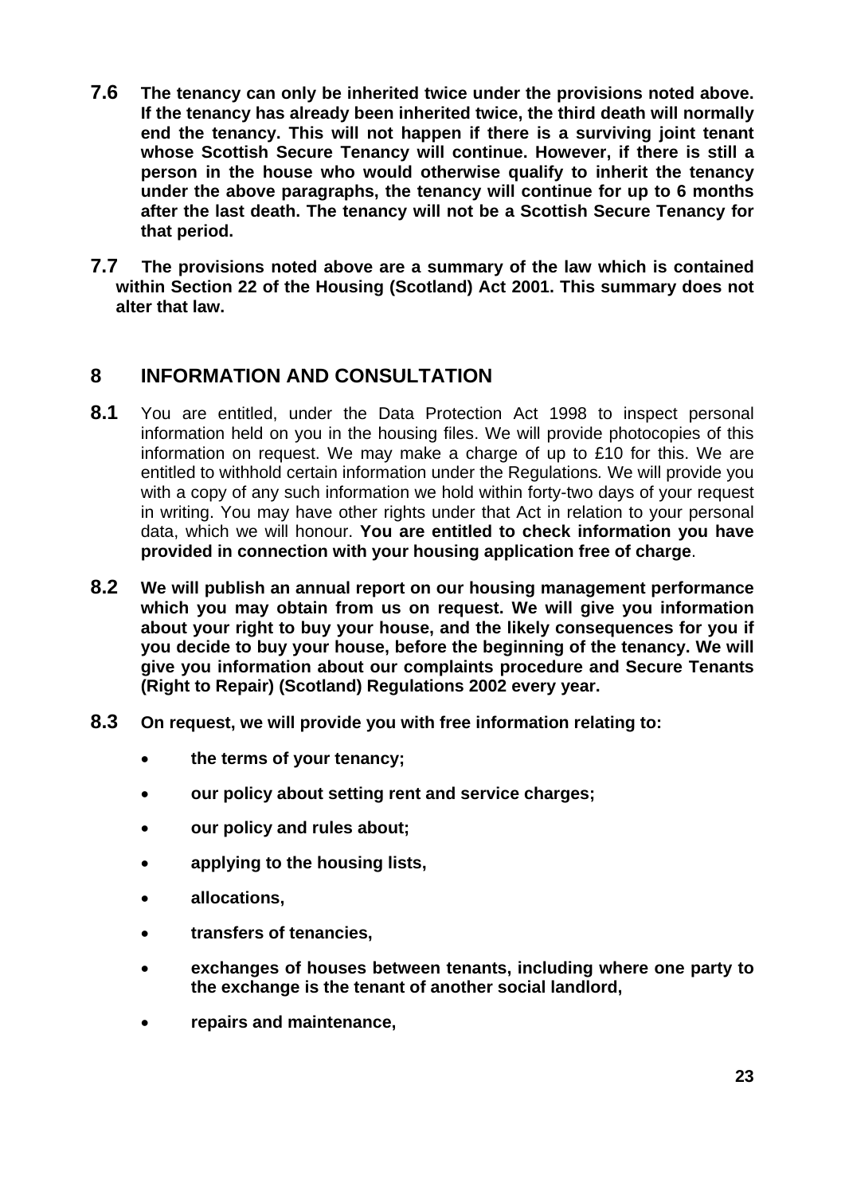**7.6** **The tenancy can only be inherited twice under the provisions noted above. If the tenancy has already been inherited twice, the third death will normally end the tenancy. This will not happen if there is a surviving joint tenant whose Scottish Secure Tenancy will continue. However, if there is still a person in the house who would otherwise qualify to inherit the tenancy under the above paragraphs, the tenancy will continue for up to 6 months after the last death. The tenancy will not be a Scottish Secure Tenancy for that period.**

**7.7** **The provisions noted above are a summary of the law which is contained within Section 22 of the Housing (Scotland) Act 2001. This summary does not alter that law.**

## 8 INFORMATION AND CONSULTATION

**8.1** You are entitled, under the Data Protection Act 1998 to inspect personal information held on you in the housing files. We will provide photocopies of this information on request. We may make a charge of up to £10 for this. We are entitled to withhold certain information under the Regulations. We will provide you with a copy of any such information we hold within forty-two days of your request in writing. You may have other rights under that Act in relation to your personal data, which we will honour. **You are entitled to check information you have provided in connection with your housing application free of charge**.

**8.2** **We will publish an annual report on our housing management performance which you may obtain from us on request. We will give you information about your right to buy your house, and the likely consequences for you if you decide to buy your house, before the beginning of the tenancy. We will give you information about our complaints procedure and Secure Tenants (Right to Repair) (Scotland) Regulations 2002 every year.**

**8.3** **On request, we will provide you with free information relating to:**

- **the terms of your tenancy;**
- **our policy about setting rent and service charges;**
- **our policy and rules about;**
- **applying to the housing lists,**
- **allocations,**
- **transfers of tenancies,**
- **exchanges of houses between tenants, including where one party to the exchange is the tenant of another social landlord,**
- **repairs and maintenance,**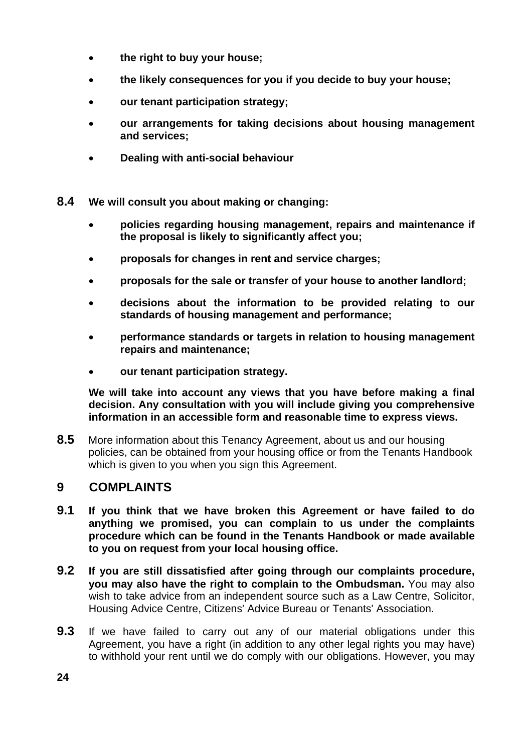- **the right to buy your house;**
- **the likely consequences for you if you decide to buy your house;**
- **our tenant participation strategy;**
- **our arrangements for taking decisions about housing management and services;**
- **Dealing with anti-social behaviour**

**8.4** **We will consult you about making or changing:**

- **policies regarding housing management, repairs and maintenance if the proposal is likely to significantly affect you;**
- **proposals for changes in rent and service charges;**
- **proposals for the sale or transfer of your house to another landlord;**
- **decisions about the information to be provided relating to our standards of housing management and performance;**
- **performance standards or targets in relation to housing management repairs and maintenance;**
- **our tenant participation strategy.**

**We will take into account any views that you have before making a final decision. Any consultation with you will include giving you comprehensive information in an accessible form and reasonable time to express views.**

**8.5** More information about this Tenancy Agreement, about us and our housing policies, can be obtained from your housing office or from the Tenants Handbook which is given to you when you sign this Agreement.

## 9 COMPLAINTS

**9.1** **If you think that we have broken this Agreement or have failed to do anything we promised, you can complain to us under the complaints procedure which can be found in the Tenants Handbook or made available to you on request from your local housing office.**

**9.2** **If you are still dissatisfied after going through our complaints procedure, you may also have the right to complain to the Ombudsman.** You may also wish to take advice from an independent source such as a Law Centre, Solicitor, Housing Advice Centre, Citizens' Advice Bureau or Tenants' Association.

**9.3** If we have failed to carry out any of our material obligations under this Agreement, you have a right (in addition to any other legal rights you may have) to withhold your rent until we do comply with our obligations. However, you may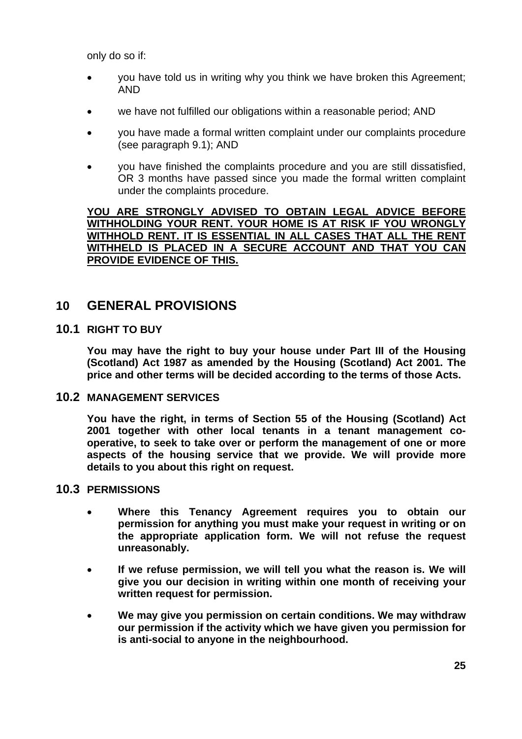only do so if:

- you have told us in writing why you think we have broken this Agreement; AND
- we have not fulfilled our obligations within a reasonable period; AND
- you have made a formal written complaint under our complaints procedure (see paragraph 9.1); AND
- you have finished the complaints procedure and you are still dissatisfied, OR 3 months have passed since you made the formal written complaint under the complaints procedure.

**YOU ARE STRONGLY ADVISED TO OBTAIN LEGAL ADVICE BEFORE WITHHOLDING YOUR RENT. YOUR HOME IS AT RISK IF YOU WRONGLY WITHHOLD RENT. IT IS ESSENTIAL IN ALL CASES THAT ALL THE RENT WITHHELD IS PLACED IN A SECURE ACCOUNT AND THAT YOU CAN PROVIDE EVIDENCE OF THIS.**

## 10 GENERAL PROVISIONS

### 10.1 RIGHT TO BUY

**You may have the right to buy your house under Part III of the Housing (Scotland) Act 1987 as amended by the Housing (Scotland) Act 2001. The price and other terms will be decided according to the terms of those Acts.**

### 10.2 MANAGEMENT SERVICES

**You have the right, in terms of Section 55 of the Housing (Scotland) Act 2001 together with other local tenants in a tenant management co-operative, to seek to take over or perform the management of one or more aspects of the housing service that we provide. We will provide more details to you about this right on request.**

### 10.3 PERMISSIONS

- **Where this Tenancy Agreement requires you to obtain our permission for anything you must make your request in writing or on the appropriate application form. We will not refuse the request unreasonably.**
- **If we refuse permission, we will tell you what the reason is. We will give you our decision in writing within one month of receiving your written request for permission.**
- **We may give you permission on certain conditions. We may withdraw our permission if the activity which we have given you permission for is anti-social to anyone in the neighbourhood.**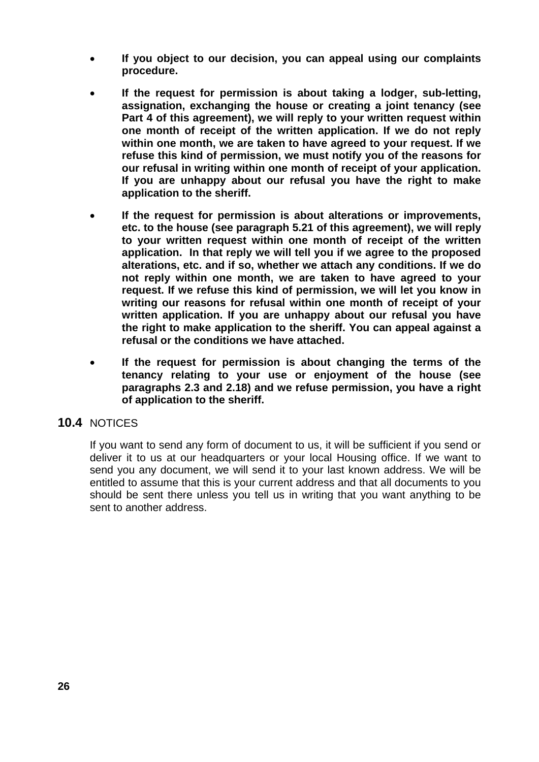- **If you object to our decision, you can appeal using our complaints procedure.**

- **If the request for permission is about taking a lodger, sub-letting, assignation, exchanging the house or creating a joint tenancy (see Part 4 of this agreement), we will reply to your written request within one month of receipt of the written application. If we do not reply within one month, we are taken to have agreed to your request. If we refuse this kind of permission, we must notify you of the reasons for our refusal in writing within one month of receipt of your application. If you are unhappy about our refusal you have the right to make application to the sheriff.**

- **If the request for permission is about alterations or improvements, etc. to the house (see paragraph 5.21 of this agreement), we will reply to your written request within one month of receipt of the written application. In that reply we will tell you if we agree to the proposed alterations, etc. and if so, whether we attach any conditions. If we do not reply within one month, we are taken to have agreed to your request. If we refuse this kind of permission, we will let you know in writing our reasons for refusal within one month of receipt of your written application. If you are unhappy about our refusal you have the right to make application to the sheriff. You can appeal against a refusal or the conditions we have attached.**

- **If the request for permission is about changing the terms of the tenancy relating to your use or enjoyment of the house (see paragraphs 2.3 and 2.18) and we refuse permission, you have a right of application to the sheriff.**

## 10.4 NOTICES

If you want to send any form of document to us, it will be sufficient if you send or deliver it to us at our headquarters or your local Housing office. If we want to send you any document, we will send it to your last known address. We will be entitled to assume that this is your current address and that all documents to you should be sent there unless you tell us in writing that you want anything to be sent to another address.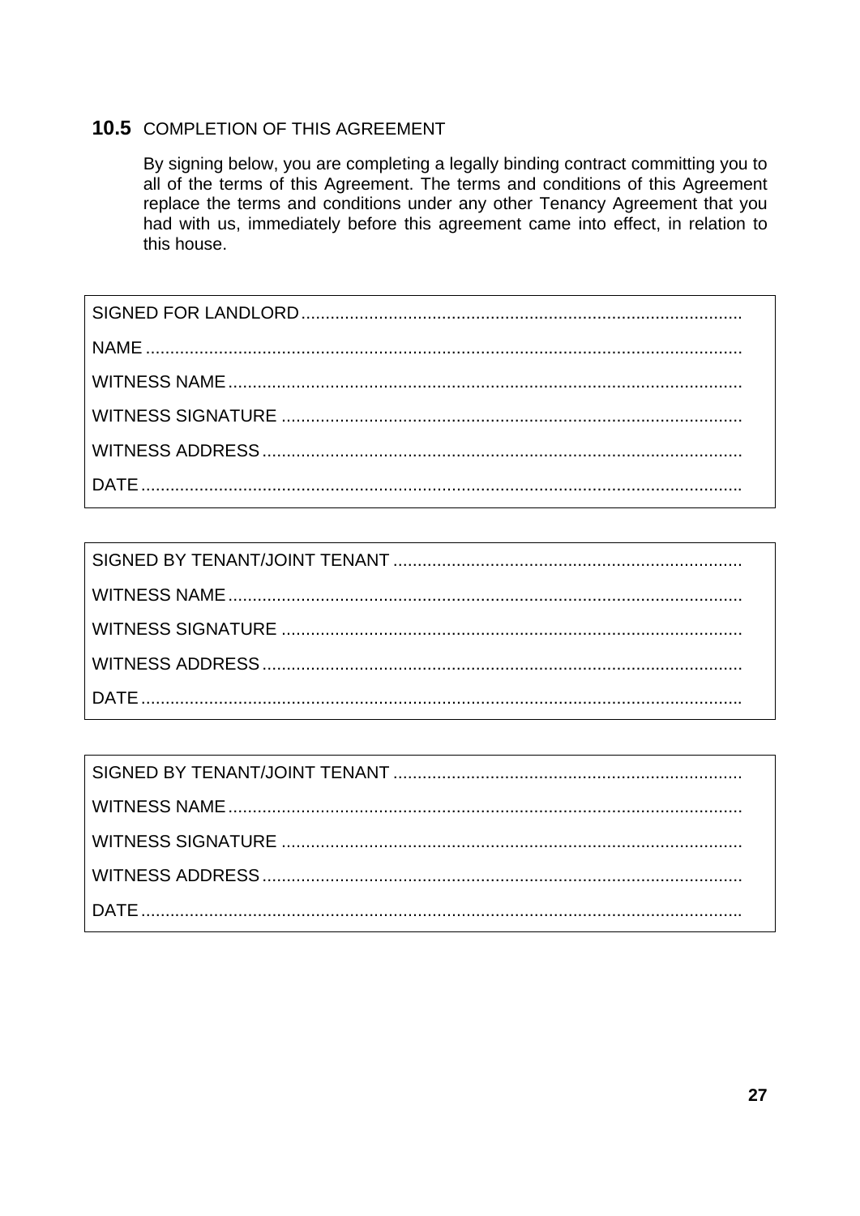### 10.5 COMPLETION OF THIS AGREEMENT

By signing below, you are completing a legally binding contract committing you to all of the terms of this Agreement. The terms and conditions of this Agreement replace the terms and conditions under any other Tenancy Agreement that you had with us, immediately before this agreement came into effect, in relation to this house.

SIGNED FOR LANDLORD..........................................................................................

NAME ...........................................................................................................................

WITNESS NAME.........................................................................................................

WITNESS SIGNATURE ..............................................................................................

WITNESS ADDRESS..................................................................................................

DATE ...........................................................................................................................

SIGNED BY TENANT/JOINT TENANT .......................................................................

WITNESS NAME.........................................................................................................

WITNESS SIGNATURE ..............................................................................................

WITNESS ADDRESS..................................................................................................

DATE ...........................................................................................................................

SIGNED BY TENANT/JOINT TENANT .......................................................................

WITNESS NAME.........................................................................................................

WITNESS SIGNATURE ..............................................................................................

WITNESS ADDRESS..................................................................................................

DATE ...........................................................................................................................